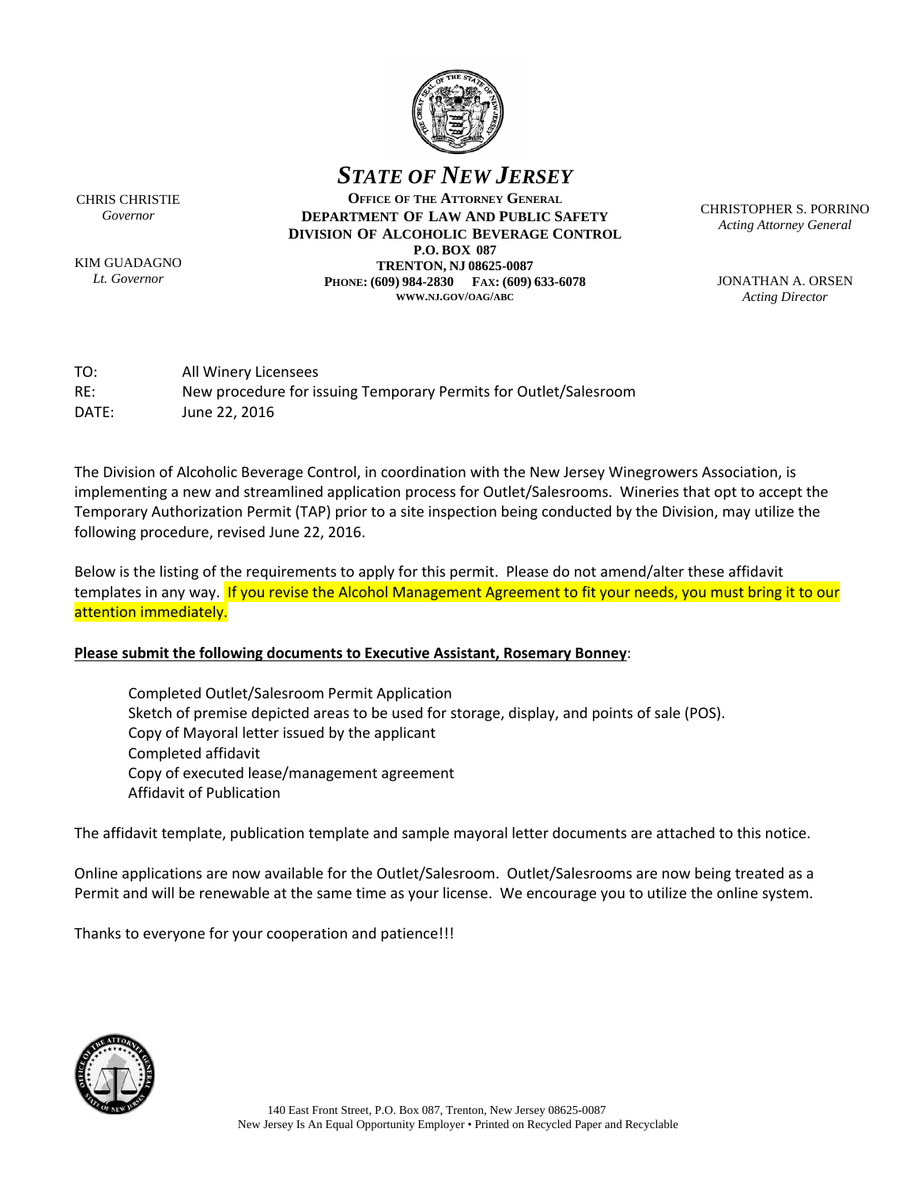# *STATE OF NEW JERSEY*

**OFFICE OF THE ATTORNEY GENERAL**
**DEPARTMENT OF LAW AND PUBLIC SAFETY**
**DIVISION OF ALCOHOLIC BEVERAGE CONTROL**
**P.O. BOX 087**
**TRENTON, NJ 08625-0087**
**PHONE: (609) 984-2830 FAX: (609) 633-6078**
**WWW.NJ.GOV/OAG/ABC**

CHRIS CHRISTIE
*Governor*

KIM GUADAGNO
*Lt. Governor*

CHRISTOPHER S. PORRINO
*Acting Attorney General*

JONATHAN A. ORSEN
*Acting Director*

TO: All Winery Licensees
RE: New procedure for issuing Temporary Permits for Outlet/Salesroom
DATE: June 22, 2016

The Division of Alcoholic Beverage Control, in coordination with the New Jersey Winegrowers Association, is implementing a new and streamlined application process for Outlet/Salesrooms. Wineries that opt to accept the Temporary Authorization Permit (TAP) prior to a site inspection being conducted by the Division, may utilize the following procedure, revised June 22, 2016.

Below is the listing of the requirements to apply for this permit. Please do not amend/alter these affidavit templates in any way. If you revise the Alcohol Management Agreement to fit your needs, you must bring it to our attention immediately.

**Please submit the following documents to Executive Assistant, Rosemary Bonney**:

- Completed Outlet/Salesroom Permit Application
- Sketch of premise depicted areas to be used for storage, display, and points of sale (POS).
- Copy of Mayoral letter issued by the applicant
- Completed affidavit
- Copy of executed lease/management agreement
- Affidavit of Publication

The affidavit template, publication template and sample mayoral letter documents are attached to this notice.

Online applications are now available for the Outlet/Salesroom. Outlet/Salesrooms are now being treated as a Permit and will be renewable at the same time as your license. We encourage you to utilize the online system.

Thanks to everyone for your cooperation and patience!!!

140 East Front Street, P.O. Box 087, Trenton, New Jersey 08625-0087
New Jersey Is An Equal Opportunity Employer • Printed on Recycled Paper and Recyclable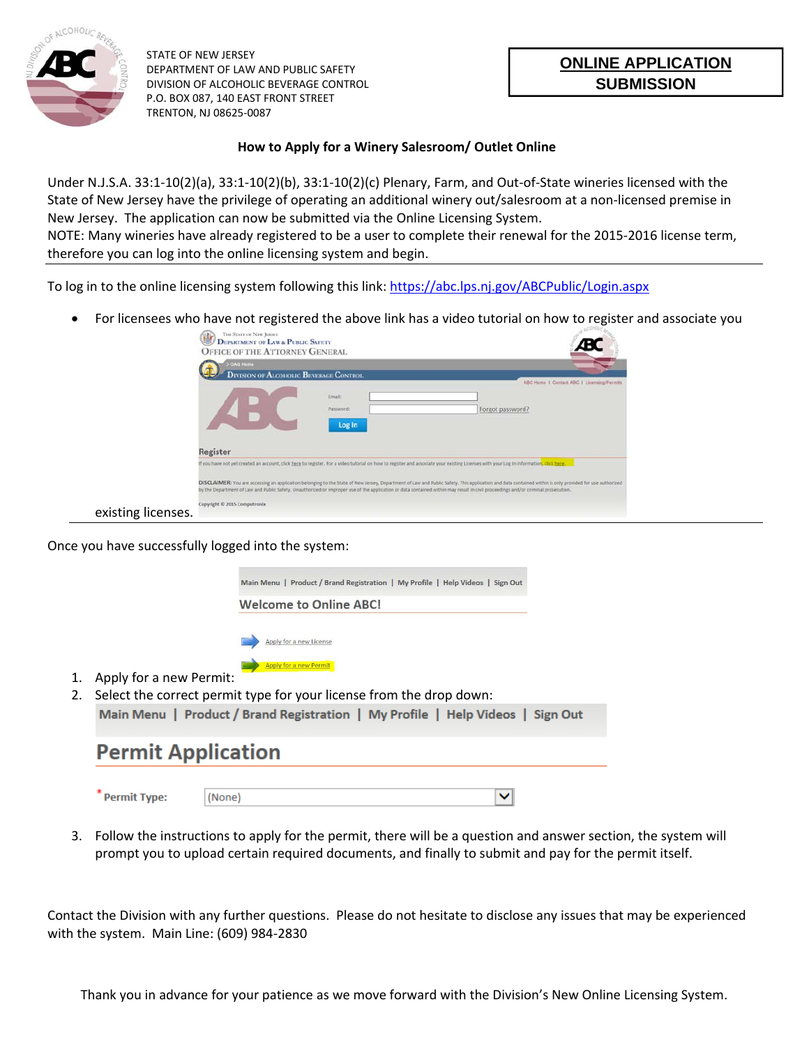STATE OF NEW JERSEY
DEPARTMENT OF LAW AND PUBLIC SAFETY
DIVISION OF ALCOHOLIC BEVERAGE CONTROL
P.O. BOX 087, 140 EAST FRONT STREET
TRENTON, NJ 08625-0087

**ONLINE APPLICATION SUBMISSION**

## How to Apply for a Winery Salesroom/ Outlet Online

Under N.J.S.A. 33:1-10(2)(a), 33:1-10(2)(b), 33:1-10(2)(c) Plenary, Farm, and Out-of-State wineries licensed with the State of New Jersey have the privilege of operating an additional winery out/salesroom at a non-licensed premise in New Jersey. The application can now be submitted via the Online Licensing System.
NOTE: Many wineries have already registered to be a user to complete their renewal for the 2015-2016 license term, therefore you can log into the online licensing system and begin.

To log in to the online licensing system following this link: https://abc.lps.nj.gov/ABCPublic/Login.aspx

- For licensees who have not registered the above link has a video tutorial on how to register and associate you existing licenses.

Once you have successfully logged into the system:

1. Apply for a new Permit:
2. Select the correct permit type for your license from the drop down:
3. Follow the instructions to apply for the permit, there will be a question and answer section, the system will prompt you to upload certain required documents, and finally to submit and pay for the permit itself.

Contact the Division with any further questions. Please do not hesitate to disclose any issues that may be experienced with the system. Main Line: (609) 984-2830

Thank you in advance for your patience as we move forward with the Division's New Online Licensing System.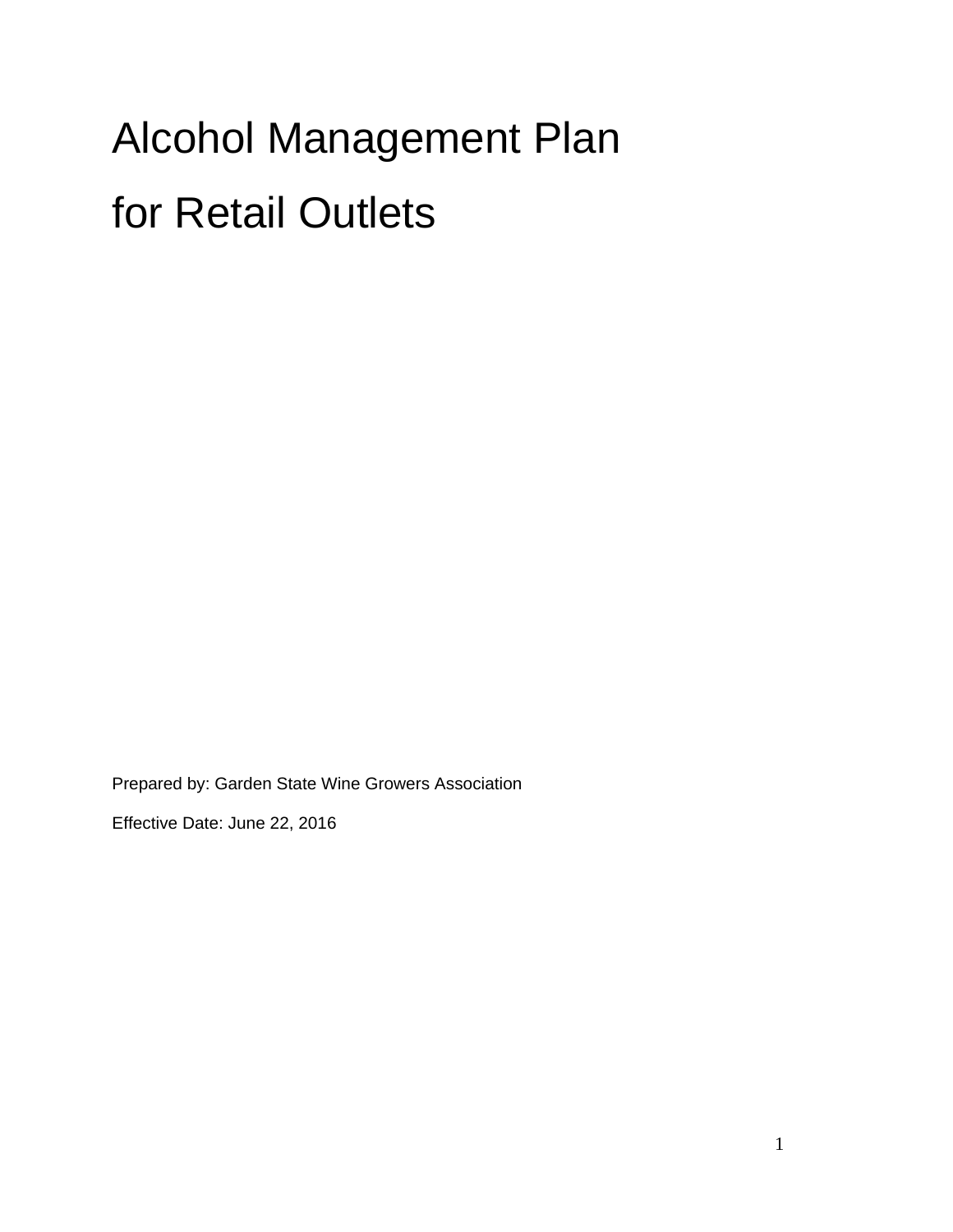# Alcohol Management Plan for Retail Outlets

Prepared by: Garden State Wine Growers Association

Effective Date: June 22, 2016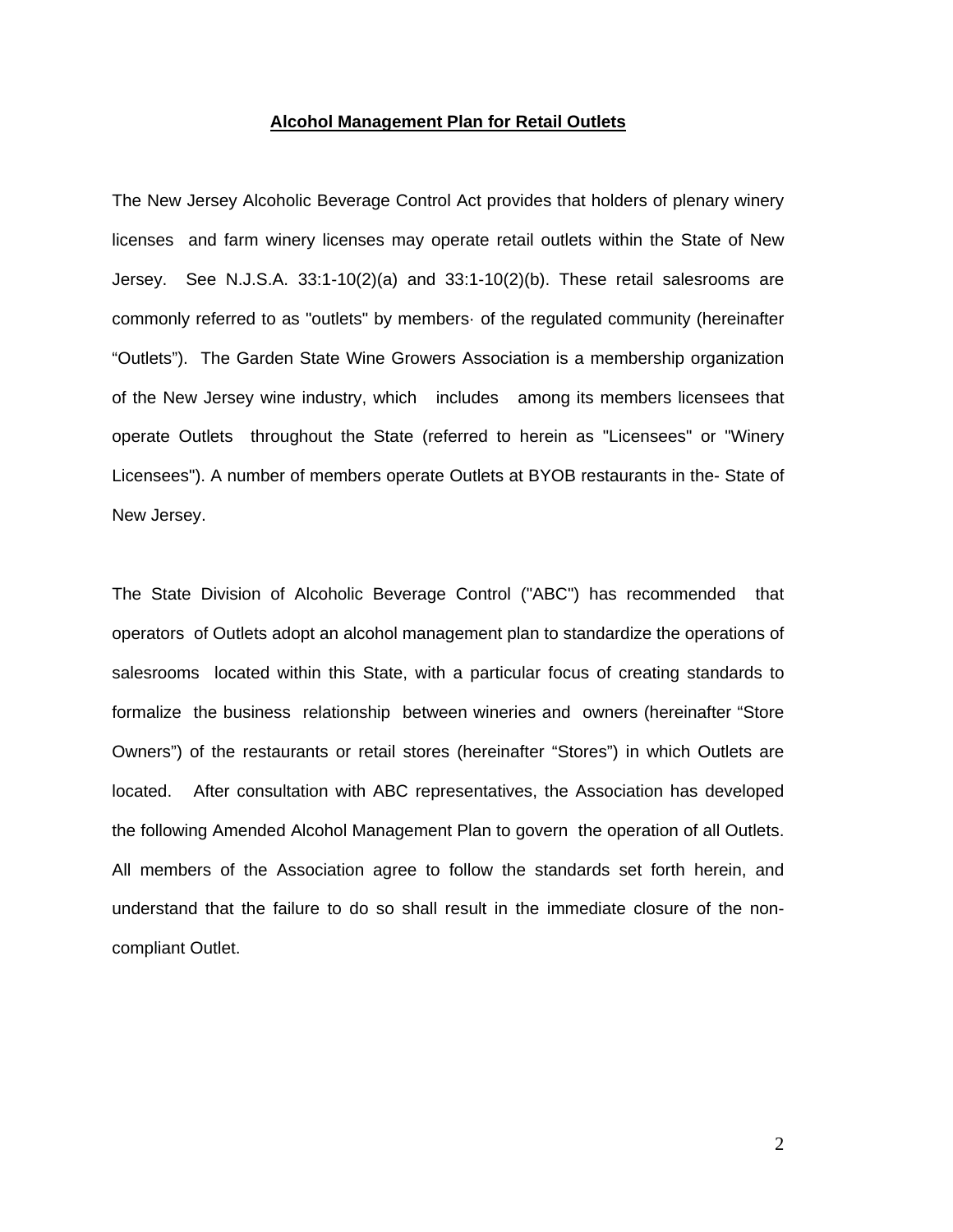**Alcohol Management Plan for Retail Outlets**

The New Jersey Alcoholic Beverage Control Act provides that holders of plenary winery licenses and farm winery licenses may operate retail outlets within the State of New Jersey. See N.J.S.A. 33:1-10(2)(a) and 33:1-10(2)(b). These retail salesrooms are commonly referred to as "outlets" by members· of the regulated community (hereinafter “Outlets”). The Garden State Wine Growers Association is a membership organization of the New Jersey wine industry, which includes among its members licensees that operate Outlets throughout the State (referred to herein as "Licensees" or "Winery Licensees"). A number of members operate Outlets at BYOB restaurants in the- State of New Jersey.

The State Division of Alcoholic Beverage Control ("ABC") has recommended that operators of Outlets adopt an alcohol management plan to standardize the operations of salesrooms located within this State, with a particular focus of creating standards to formalize the business relationship between wineries and owners (hereinafter “Store Owners”) of the restaurants or retail stores (hereinafter “Stores”) in which Outlets are located. After consultation with ABC representatives, the Association has developed the following Amended Alcohol Management Plan to govern the operation of all Outlets. All members of the Association agree to follow the standards set forth herein, and understand that the failure to do so shall result in the immediate closure of the non-compliant Outlet.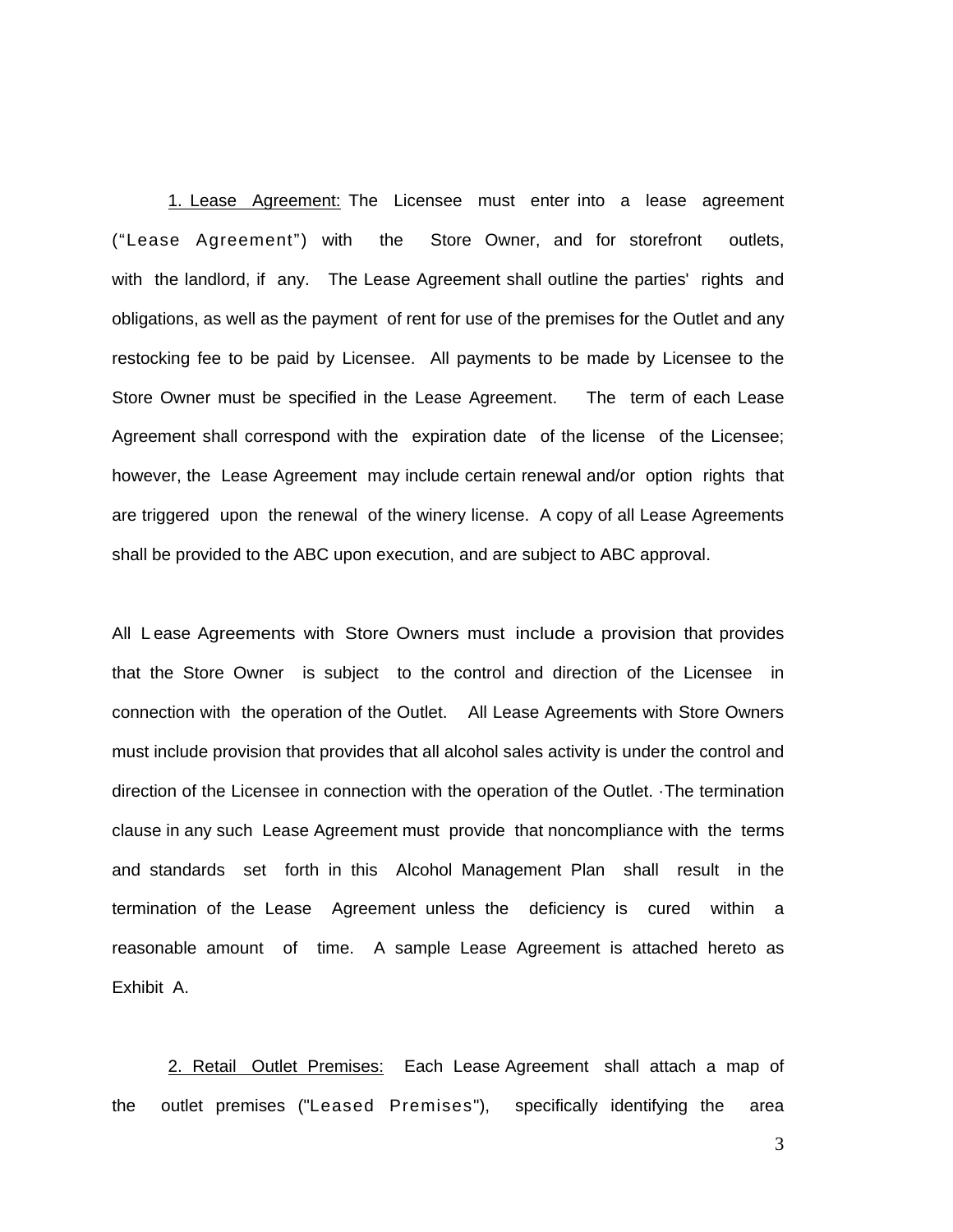1. <u>Lease Agreement:</u> The Licensee must enter into a lease agreement ("Lease Agreement") with the Store Owner, and for storefront outlets, with the landlord, if any. The Lease Agreement shall outline the parties' rights and obligations, as well as the payment of rent for use of the premises for the Outlet and any restocking fee to be paid by Licensee. All payments to be made by Licensee to the Store Owner must be specified in the Lease Agreement. The term of each Lease Agreement shall correspond with the expiration date of the license of the Licensee; however, the Lease Agreement may include certain renewal and/or option rights that are triggered upon the renewal of the winery license. A copy of all Lease Agreements shall be provided to the ABC upon execution, and are subject to ABC approval.

All Lease Agreements with Store Owners must include a provision that provides that the Store Owner is subject to the control and direction of the Licensee in connection with the operation of the Outlet. All Lease Agreements with Store Owners must include provision that provides that all alcohol sales activity is under the control and direction of the Licensee in connection with the operation of the Outlet. ·The termination clause in any such Lease Agreement must provide that noncompliance with the terms and standards set forth in this Alcohol Management Plan shall result in the termination of the Lease Agreement unless the deficiency is cured within a reasonable amount of time. A sample Lease Agreement is attached hereto as Exhibit A.

2. <u>Retail Outlet Premises:</u> Each Lease Agreement shall attach a map of the outlet premises ("Leased Premises"), specifically identifying the area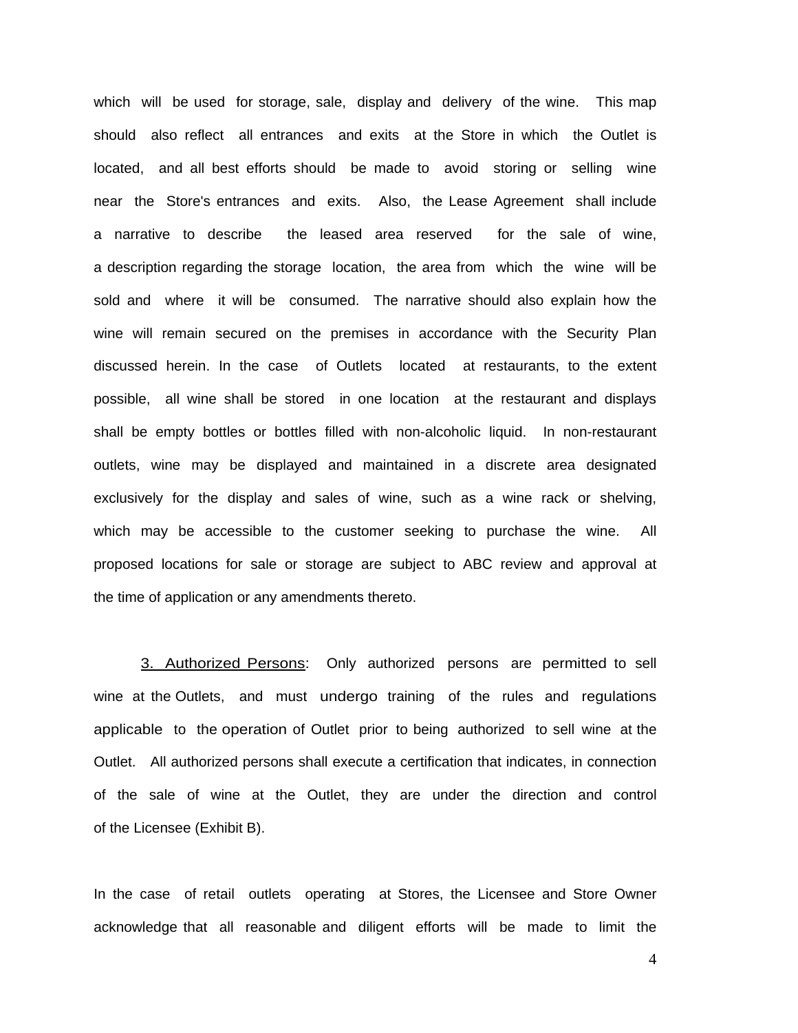which will be used for storage, sale, display and delivery of the wine. This map should also reflect all entrances and exits at the Store in which the Outlet is located, and all best efforts should be made to avoid storing or selling wine near the Store's entrances and exits. Also, the Lease Agreement shall include a narrative to describe the leased area reserved for the sale of wine, a description regarding the storage location, the area from which the wine will be sold and where it will be consumed. The narrative should also explain how the wine will remain secured on the premises in accordance with the Security Plan discussed herein. In the case of Outlets located at restaurants, to the extent possible, all wine shall be stored in one location at the restaurant and displays shall be empty bottles or bottles filled with non-alcoholic liquid. In non-restaurant outlets, wine may be displayed and maintained in a discrete area designated exclusively for the display and sales of wine, such as a wine rack or shelving, which may be accessible to the customer seeking to purchase the wine. All proposed locations for sale or storage are subject to ABC review and approval at the time of application or any amendments thereto.

3. Authorized Persons: Only authorized persons are permitted to sell wine at the Outlets, and must undergo training of the rules and regulations applicable to the operation of Outlet prior to being authorized to sell wine at the Outlet. All authorized persons shall execute a certification that indicates, in connection of the sale of wine at the Outlet, they are under the direction and control of the Licensee (Exhibit B).

In the case of retail outlets operating at Stores, the Licensee and Store Owner acknowledge that all reasonable and diligent efforts will be made to limit the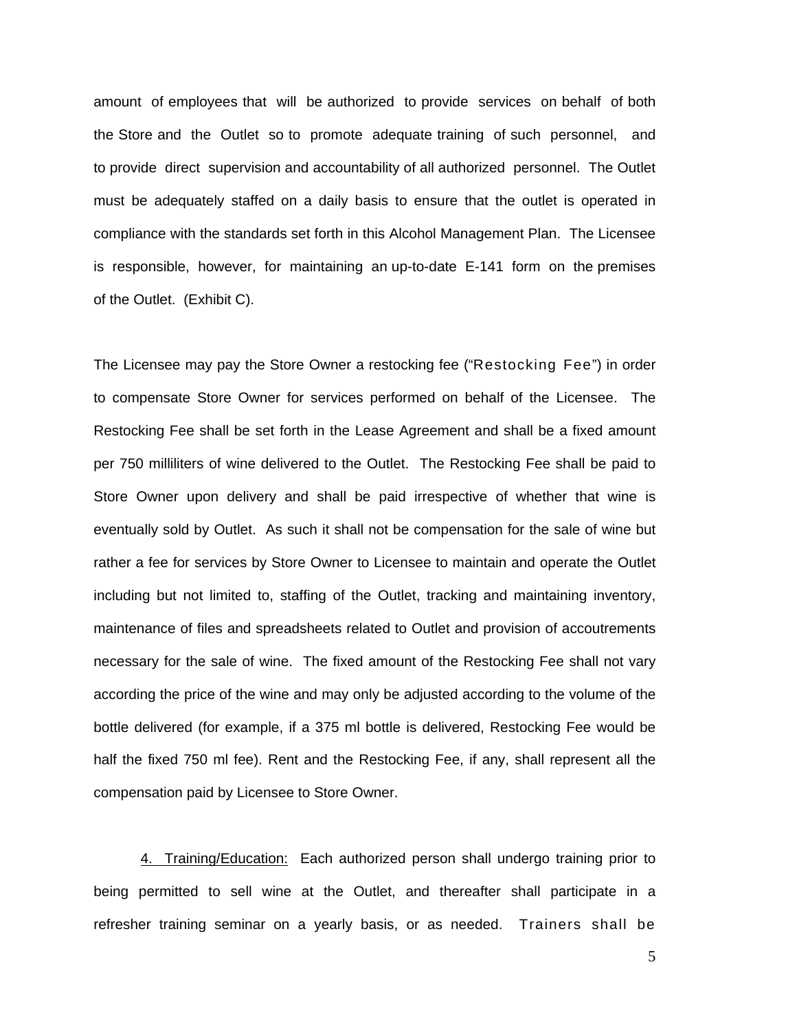amount of employees that will be authorized to provide services on behalf of both the Store and the Outlet so to promote adequate training of such personnel, and to provide direct supervision and accountability of all authorized personnel. The Outlet must be adequately staffed on a daily basis to ensure that the outlet is operated in compliance with the standards set forth in this Alcohol Management Plan. The Licensee is responsible, however, for maintaining an up-to-date E-141 form on the premises of the Outlet. (Exhibit C).

The Licensee may pay the Store Owner a restocking fee ("Restocking Fee") in order to compensate Store Owner for services performed on behalf of the Licensee. The Restocking Fee shall be set forth in the Lease Agreement and shall be a fixed amount per 750 milliliters of wine delivered to the Outlet. The Restocking Fee shall be paid to Store Owner upon delivery and shall be paid irrespective of whether that wine is eventually sold by Outlet. As such it shall not be compensation for the sale of wine but rather a fee for services by Store Owner to Licensee to maintain and operate the Outlet including but not limited to, staffing of the Outlet, tracking and maintaining inventory, maintenance of files and spreadsheets related to Outlet and provision of accoutrements necessary for the sale of wine. The fixed amount of the Restocking Fee shall not vary according the price of the wine and may only be adjusted according to the volume of the bottle delivered (for example, if a 375 ml bottle is delivered, Restocking Fee would be half the fixed 750 ml fee). Rent and the Restocking Fee, if any, shall represent all the compensation paid by Licensee to Store Owner.

4. <u>Training/Education:</u> Each authorized person shall undergo training prior to being permitted to sell wine at the Outlet, and thereafter shall participate in a refresher training seminar on a yearly basis, or as needed. Trainers shall be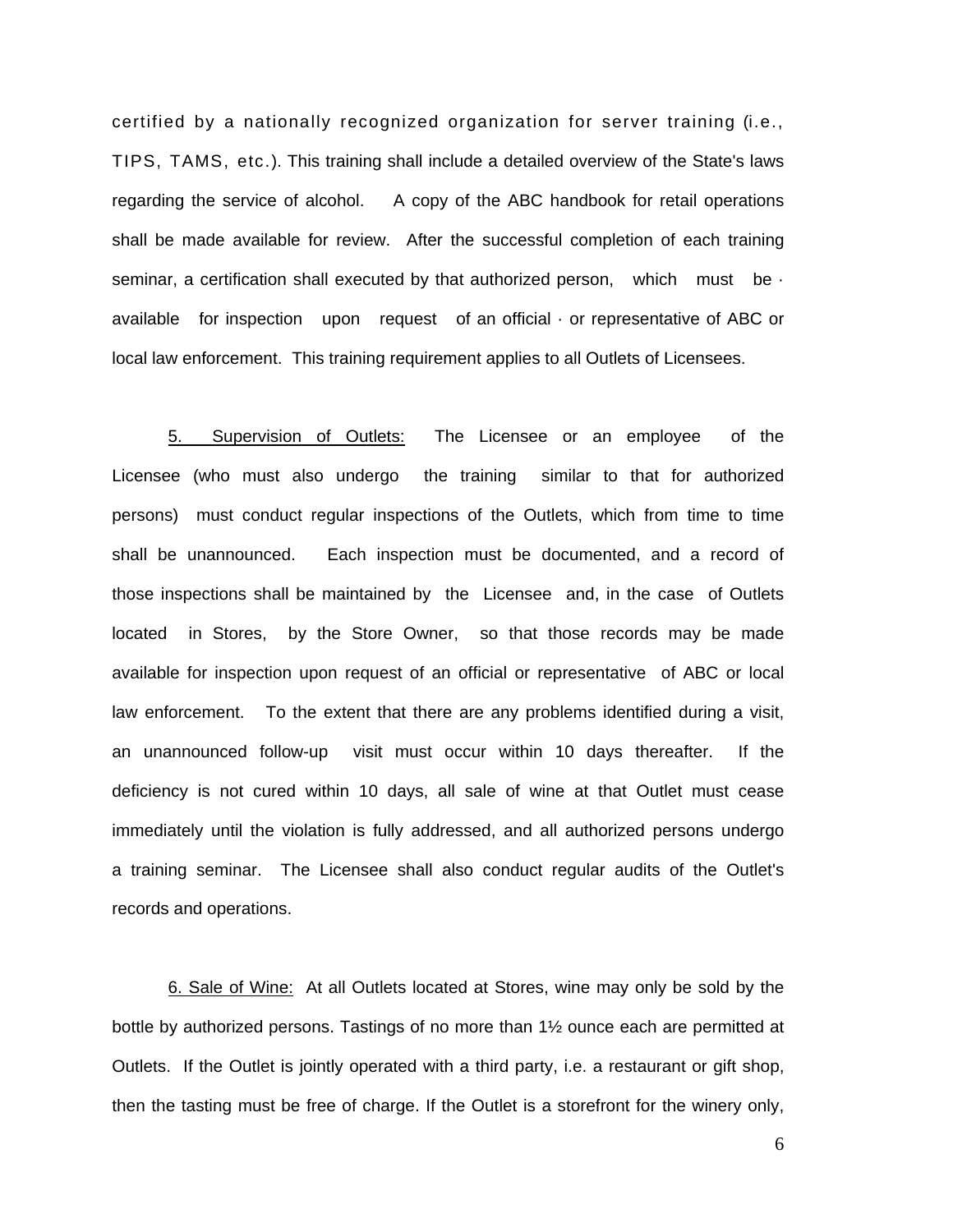certified by a nationally recognized organization for server training (i.e., TIPS, TAMS, etc.). This training shall include a detailed overview of the State's laws regarding the service of alcohol. A copy of the ABC handbook for retail operations shall be made available for review. After the successful completion of each training seminar, a certification shall executed by that authorized person, which must be · available for inspection upon request of an official · or representative of ABC or local law enforcement. This training requirement applies to all Outlets of Licensees.

5. Supervision of Outlets: The Licensee or an employee of the Licensee (who must also undergo the training similar to that for authorized persons) must conduct regular inspections of the Outlets, which from time to time shall be unannounced. Each inspection must be documented, and a record of those inspections shall be maintained by the Licensee and, in the case of Outlets located in Stores, by the Store Owner, so that those records may be made available for inspection upon request of an official or representative of ABC or local law enforcement. To the extent that there are any problems identified during a visit, an unannounced follow-up visit must occur within 10 days thereafter. If the deficiency is not cured within 10 days, all sale of wine at that Outlet must cease immediately until the violation is fully addressed, and all authorized persons undergo a training seminar. The Licensee shall also conduct regular audits of the Outlet's records and operations.

6. Sale of Wine: At all Outlets located at Stores, wine may only be sold by the bottle by authorized persons. Tastings of no more than 1½ ounce each are permitted at Outlets. If the Outlet is jointly operated with a third party, i.e. a restaurant or gift shop, then the tasting must be free of charge. If the Outlet is a storefront for the winery only,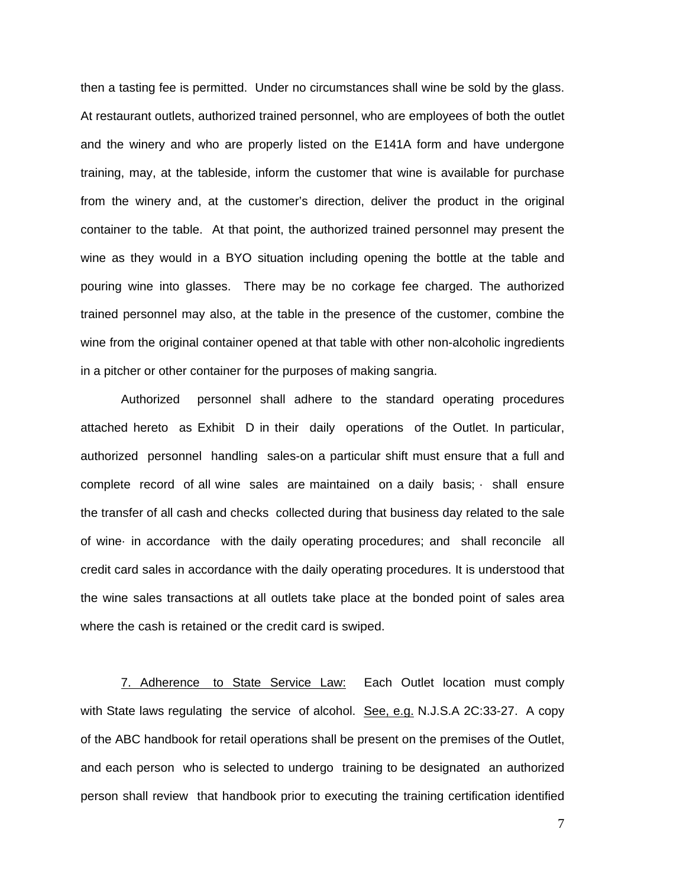then a tasting fee is permitted. Under no circumstances shall wine be sold by the glass. At restaurant outlets, authorized trained personnel, who are employees of both the outlet and the winery and who are properly listed on the E141A form and have undergone training, may, at the tableside, inform the customer that wine is available for purchase from the winery and, at the customer's direction, deliver the product in the original container to the table. At that point, the authorized trained personnel may present the wine as they would in a BYO situation including opening the bottle at the table and pouring wine into glasses. There may be no corkage fee charged. The authorized trained personnel may also, at the table in the presence of the customer, combine the wine from the original container opened at that table with other non-alcoholic ingredients in a pitcher or other container for the purposes of making sangria.

Authorized personnel shall adhere to the standard operating procedures attached hereto as Exhibit D in their daily operations of the Outlet. In particular, authorized personnel handling sales-on a particular shift must ensure that a full and complete record of all wine sales are maintained on a daily basis; · shall ensure the transfer of all cash and checks collected during that business day related to the sale of wine· in accordance with the daily operating procedures; and shall reconcile all credit card sales in accordance with the daily operating procedures. It is understood that the wine sales transactions at all outlets take place at the bonded point of sales area where the cash is retained or the credit card is swiped.

7. Adherence to State Service Law: Each Outlet location must comply with State laws regulating the service of alcohol. See, e.g. N.J.S.A 2C:33-27. A copy of the ABC handbook for retail operations shall be present on the premises of the Outlet, and each person who is selected to undergo training to be designated an authorized person shall review that handbook prior to executing the training certification identified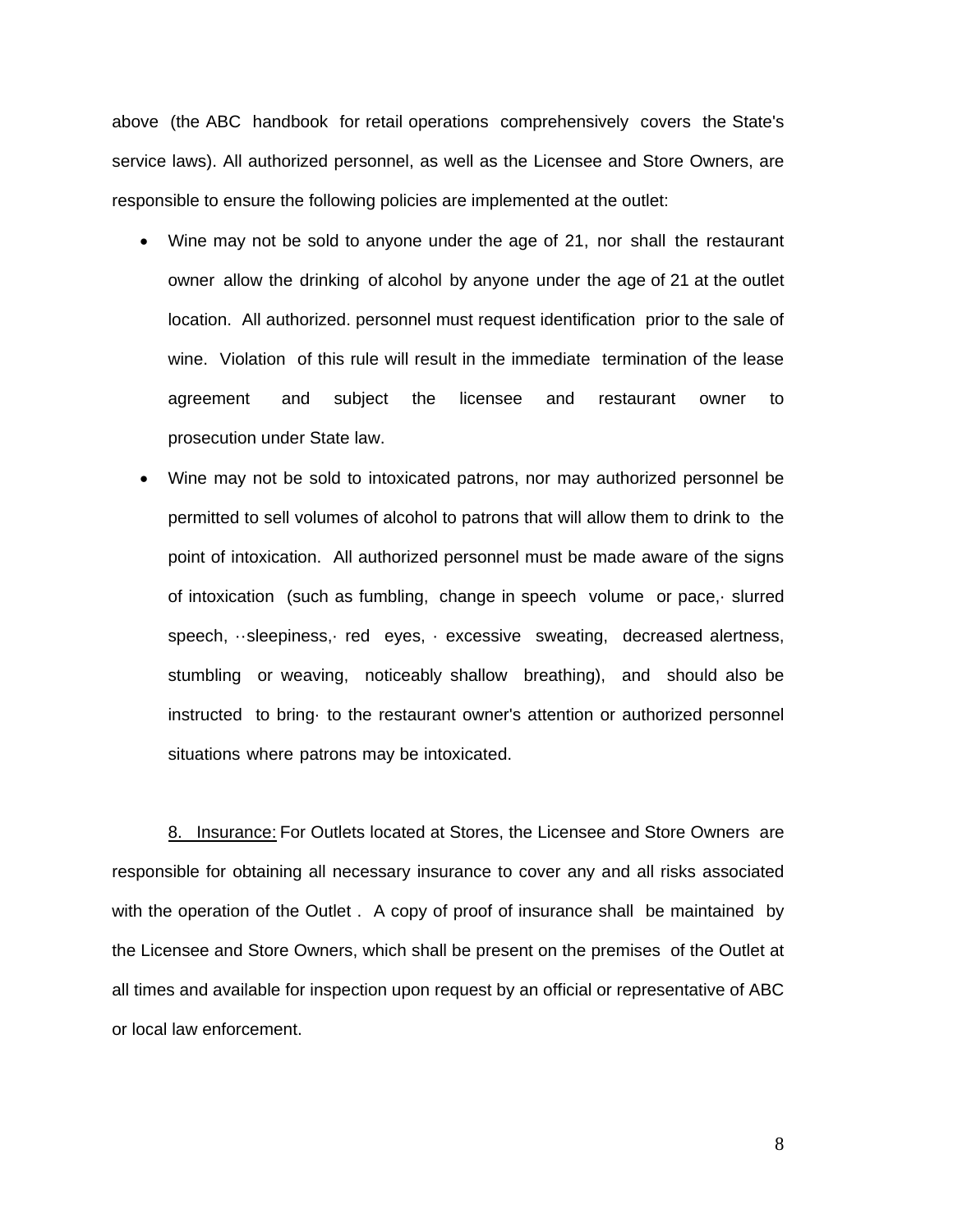above (the ABC handbook for retail operations comprehensively covers the State's service laws). All authorized personnel, as well as the Licensee and Store Owners, are responsible to ensure the following policies are implemented at the outlet:

- Wine may not be sold to anyone under the age of 21, nor shall the restaurant owner allow the drinking of alcohol by anyone under the age of 21 at the outlet location. All authorized. personnel must request identification prior to the sale of wine. Violation of this rule will result in the immediate termination of the lease agreement and subject the licensee and restaurant owner to prosecution under State law.
- Wine may not be sold to intoxicated patrons, nor may authorized personnel be permitted to sell volumes of alcohol to patrons that will allow them to drink to the point of intoxication. All authorized personnel must be made aware of the signs of intoxication (such as fumbling, change in speech volume or pace,· slurred speech, ··sleepiness,· red eyes, · excessive sweating, decreased alertness, stumbling or weaving, noticeably shallow breathing), and should also be instructed to bring· to the restaurant owner's attention or authorized personnel situations where patrons may be intoxicated.

8. Insurance: For Outlets located at Stores, the Licensee and Store Owners are responsible for obtaining all necessary insurance to cover any and all risks associated with the operation of the Outlet . A copy of proof of insurance shall be maintained by the Licensee and Store Owners, which shall be present on the premises of the Outlet at all times and available for inspection upon request by an official or representative of ABC or local law enforcement.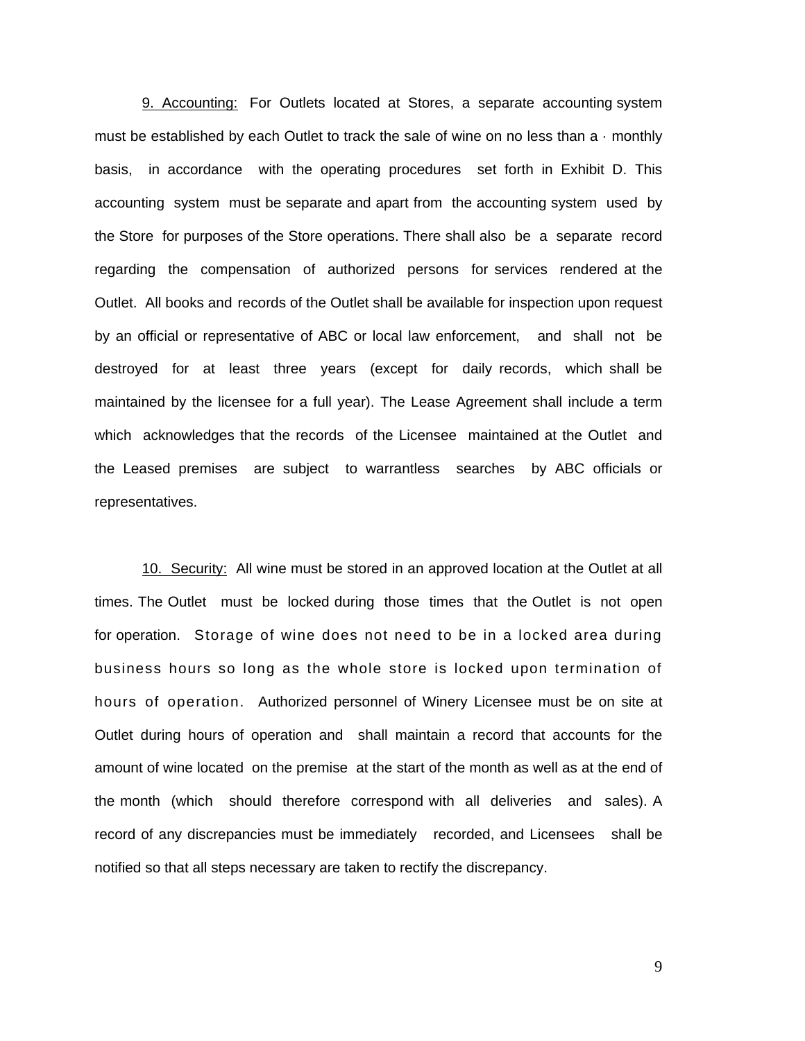<u>9. Accounting:</u> For Outlets located at Stores, a separate accounting system must be established by each Outlet to track the sale of wine on no less than a · monthly basis, in accordance with the operating procedures set forth in Exhibit D. This accounting system must be separate and apart from the accounting system used by the Store for purposes of the Store operations. There shall also be a separate record regarding the compensation of authorized persons for services rendered at the Outlet. All books and records of the Outlet shall be available for inspection upon request by an official or representative of ABC or local law enforcement, and shall not be destroyed for at least three years (except for daily records, which shall be maintained by the licensee for a full year). The Lease Agreement shall include a term which acknowledges that the records of the Licensee maintained at the Outlet and the Leased premises are subject to warrantless searches by ABC officials or representatives.

<u>10. Security:</u> All wine must be stored in an approved location at the Outlet at all times. The Outlet must be locked during those times that the Outlet is not open for operation. Storage of wine does not need to be in a locked area during business hours so long as the whole store is locked upon termination of hours of operation. Authorized personnel of Winery Licensee must be on site at Outlet during hours of operation and shall maintain a record that accounts for the amount of wine located on the premise at the start of the month as well as at the end of the month (which should therefore correspond with all deliveries and sales). A record of any discrepancies must be immediately recorded, and Licensees shall be notified so that all steps necessary are taken to rectify the discrepancy.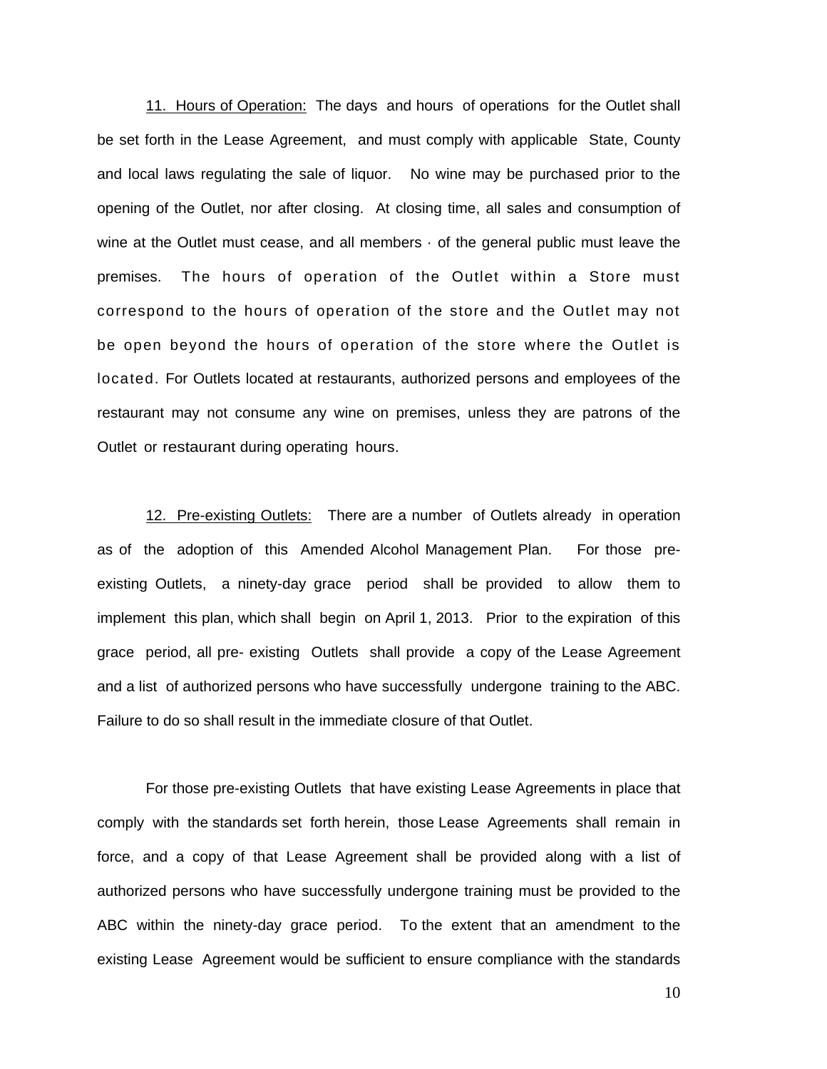11. <u>Hours of Operation:</u> The days and hours of operations for the Outlet shall be set forth in the Lease Agreement, and must comply with applicable State, County and local laws regulating the sale of liquor. No wine may be purchased prior to the opening of the Outlet, nor after closing. At closing time, all sales and consumption of wine at the Outlet must cease, and all members · of the general public must leave the premises. The hours of operation of the Outlet within a Store must correspond to the hours of operation of the store and the Outlet may not be open beyond the hours of operation of the store where the Outlet is located. For Outlets located at restaurants, authorized persons and employees of the restaurant may not consume any wine on premises, unless they are patrons of the Outlet or restaurant during operating hours.

12. <u>Pre-existing Outlets:</u> There are a number of Outlets already in operation as of the adoption of this Amended Alcohol Management Plan. For those pre-existing Outlets, a ninety-day grace period shall be provided to allow them to implement this plan, which shall begin on April 1, 2013. Prior to the expiration of this grace period, all pre- existing Outlets shall provide a copy of the Lease Agreement and a list of authorized persons who have successfully undergone training to the ABC. Failure to do so shall result in the immediate closure of that Outlet.

For those pre-existing Outlets that have existing Lease Agreements in place that comply with the standards set forth herein, those Lease Agreements shall remain in force, and a copy of that Lease Agreement shall be provided along with a list of authorized persons who have successfully undergone training must be provided to the ABC within the ninety-day grace period. To the extent that an amendment to the existing Lease Agreement would be sufficient to ensure compliance with the standards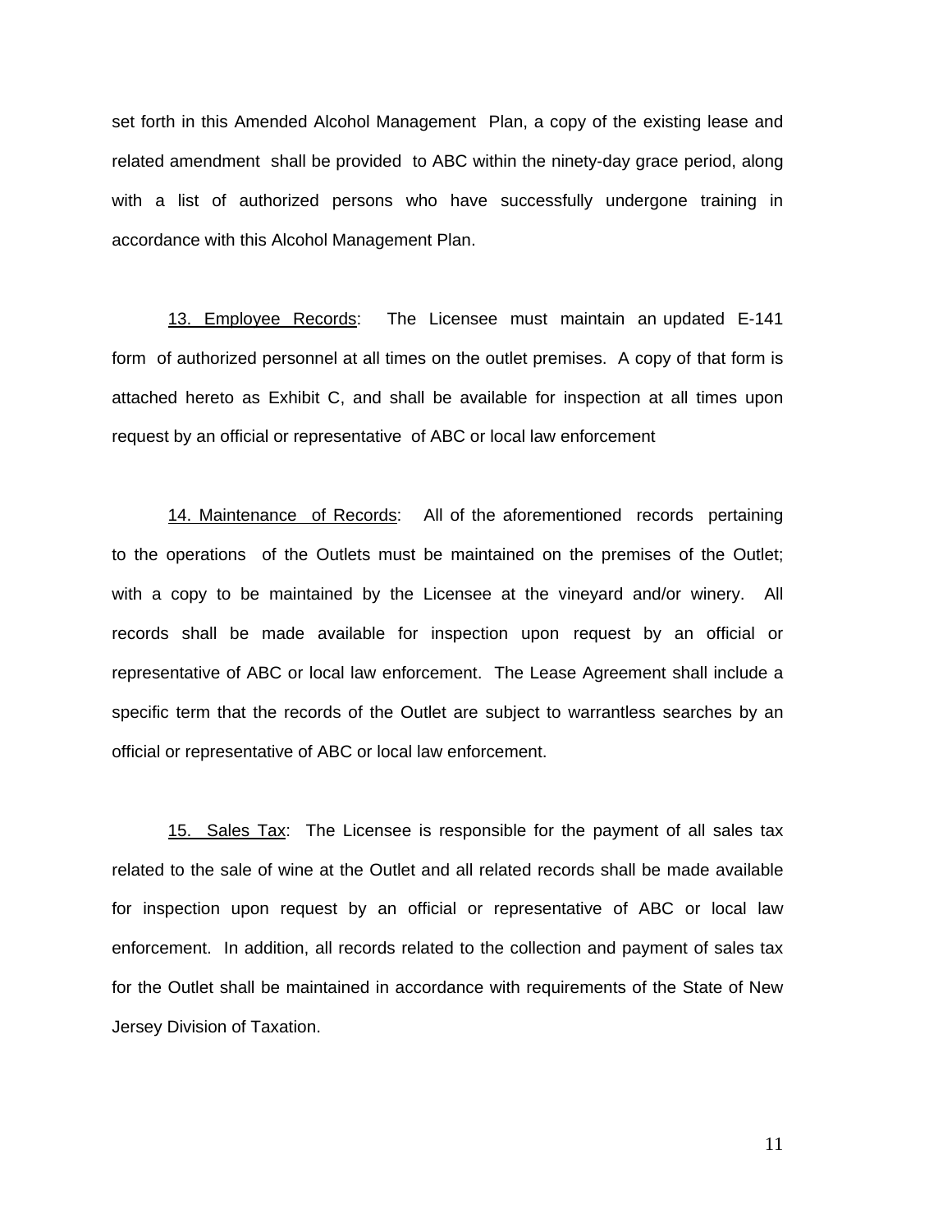set forth in this Amended Alcohol Management Plan, a copy of the existing lease and related amendment shall be provided to ABC within the ninety-day grace period, along with a list of authorized persons who have successfully undergone training in accordance with this Alcohol Management Plan.

13. Employee Records: The Licensee must maintain an updated E-141 form of authorized personnel at all times on the outlet premises. A copy of that form is attached hereto as Exhibit C, and shall be available for inspection at all times upon request by an official or representative of ABC or local law enforcement

14. Maintenance of Records: All of the aforementioned records pertaining to the operations of the Outlets must be maintained on the premises of the Outlet; with a copy to be maintained by the Licensee at the vineyard and/or winery. All records shall be made available for inspection upon request by an official or representative of ABC or local law enforcement. The Lease Agreement shall include a specific term that the records of the Outlet are subject to warrantless searches by an official or representative of ABC or local law enforcement.

15. Sales Tax: The Licensee is responsible for the payment of all sales tax related to the sale of wine at the Outlet and all related records shall be made available for inspection upon request by an official or representative of ABC or local law enforcement. In addition, all records related to the collection and payment of sales tax for the Outlet shall be maintained in accordance with requirements of the State of New Jersey Division of Taxation.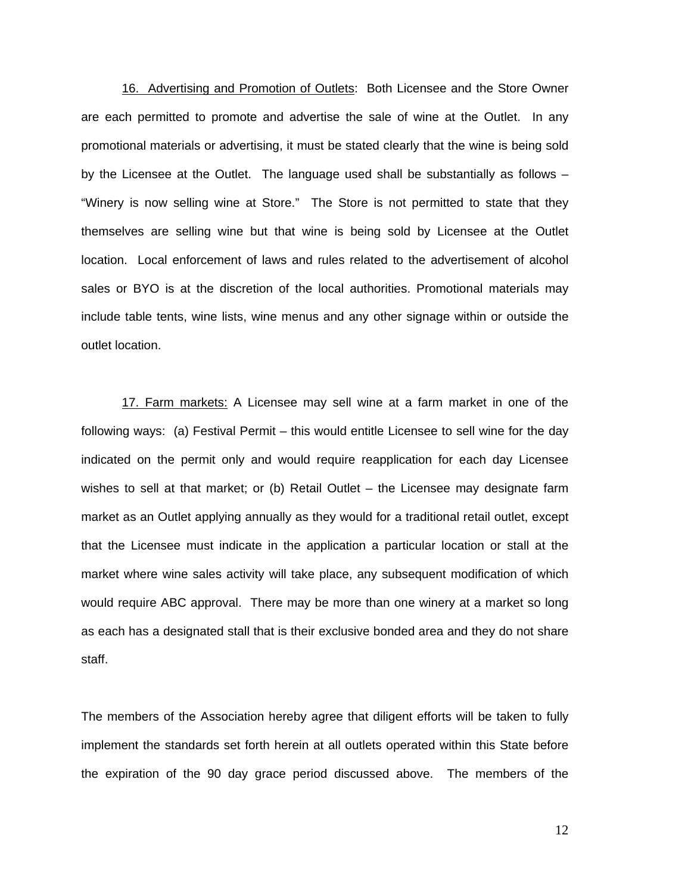16. <u>Advertising and Promotion of Outlets</u>: Both Licensee and the Store Owner are each permitted to promote and advertise the sale of wine at the Outlet. In any promotional materials or advertising, it must be stated clearly that the wine is being sold by the Licensee at the Outlet. The language used shall be substantially as follows – "Winery is now selling wine at Store." The Store is not permitted to state that they themselves are selling wine but that wine is being sold by Licensee at the Outlet location. Local enforcement of laws and rules related to the advertisement of alcohol sales or BYO is at the discretion of the local authorities. Promotional materials may include table tents, wine lists, wine menus and any other signage within or outside the outlet location.

17. <u>Farm markets:</u> A Licensee may sell wine at a farm market in one of the following ways: (a) Festival Permit – this would entitle Licensee to sell wine for the day indicated on the permit only and would require reapplication for each day Licensee wishes to sell at that market; or (b) Retail Outlet – the Licensee may designate farm market as an Outlet applying annually as they would for a traditional retail outlet, except that the Licensee must indicate in the application a particular location or stall at the market where wine sales activity will take place, any subsequent modification of which would require ABC approval. There may be more than one winery at a market so long as each has a designated stall that is their exclusive bonded area and they do not share staff.

The members of the Association hereby agree that diligent efforts will be taken to fully implement the standards set forth herein at all outlets operated within this State before the expiration of the 90 day grace period discussed above. The members of the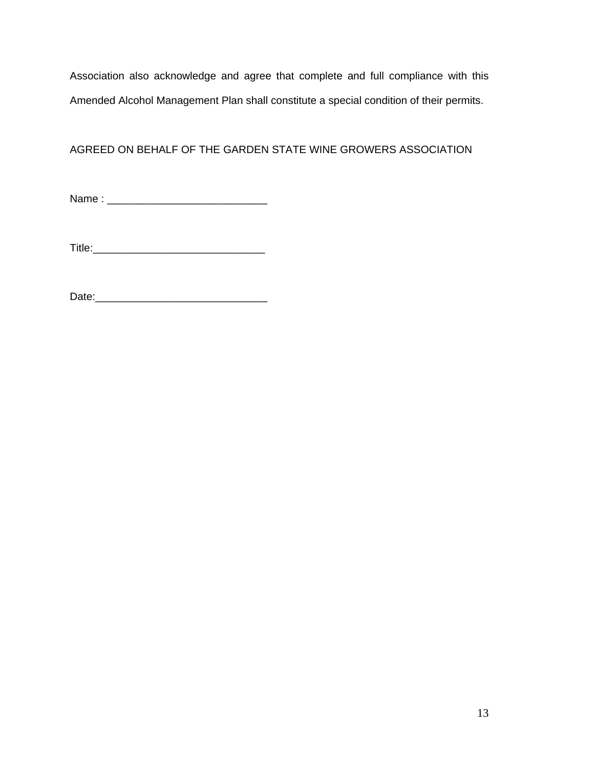Association also acknowledge and agree that complete and full compliance with this Amended Alcohol Management Plan shall constitute a special condition of their permits.

AGREED ON BEHALF OF THE GARDEN STATE WINE GROWERS ASSOCIATION

Name : ___________________________

Title:_____________________________

Date:_____________________________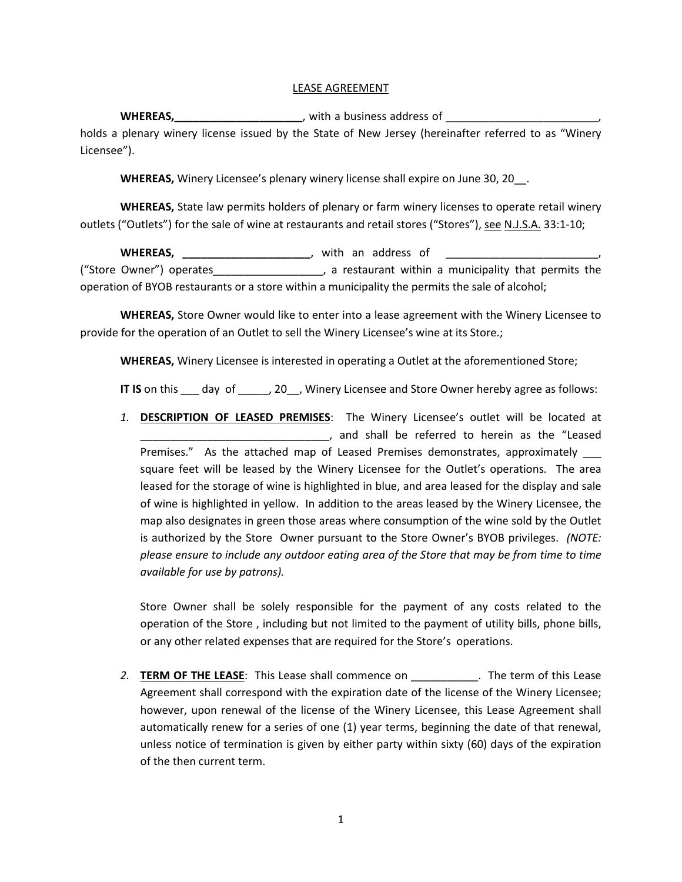LEASE AGREEMENT

**WHEREAS,_____________________**, with a business address of _________________________, holds a plenary winery license issued by the State of New Jersey (hereinafter referred to as "Winery Licensee").

**WHEREAS,** Winery Licensee's plenary winery license shall expire on June 30, 20__.

**WHEREAS,** State law permits holders of plenary or farm winery licenses to operate retail winery outlets ("Outlets") for the sale of wine at restaurants and retail stores ("Stores"), see N.J.S.A. 33:1-10;

**WHEREAS, _____________________**, with an address of _________________________, ("Store Owner") operates__________________, a restaurant within a municipality that permits the operation of BYOB restaurants or a store within a municipality the permits the sale of alcohol;

**WHEREAS,** Store Owner would like to enter into a lease agreement with the Winery Licensee to provide for the operation of an Outlet to sell the Winery Licensee's wine at its Store.;

**WHEREAS,** Winery Licensee is interested in operating a Outlet at the aforementioned Store;

**IT IS** on this ___ day of _____, 20__, Winery Licensee and Store Owner hereby agree as follows:

1. **DESCRIPTION OF LEASED PREMISES**: The Winery Licensee's outlet will be located at _______________________________, and shall be referred to herein as the "Leased Premises." As the attached map of Leased Premises demonstrates, approximately ___ square feet will be leased by the Winery Licensee for the Outlet's operations. The area leased for the storage of wine is highlighted in blue, and area leased for the display and sale of wine is highlighted in yellow. In addition to the areas leased by the Winery Licensee, the map also designates in green those areas where consumption of the wine sold by the Outlet is authorized by the Store Owner pursuant to the Store Owner's BYOB privileges. *(NOTE: please ensure to include any outdoor eating area of the Store that may be from time to time available for use by patrons).*

   Store Owner shall be solely responsible for the payment of any costs related to the operation of the Store , including but not limited to the payment of utility bills, phone bills, or any other related expenses that are required for the Store's operations.

2. **TERM OF THE LEASE**: This Lease shall commence on ___________. The term of this Lease Agreement shall correspond with the expiration date of the license of the Winery Licensee; however, upon renewal of the license of the Winery Licensee, this Lease Agreement shall automatically renew for a series of one (1) year terms, beginning the date of that renewal, unless notice of termination is given by either party within sixty (60) days of the expiration of the then current term.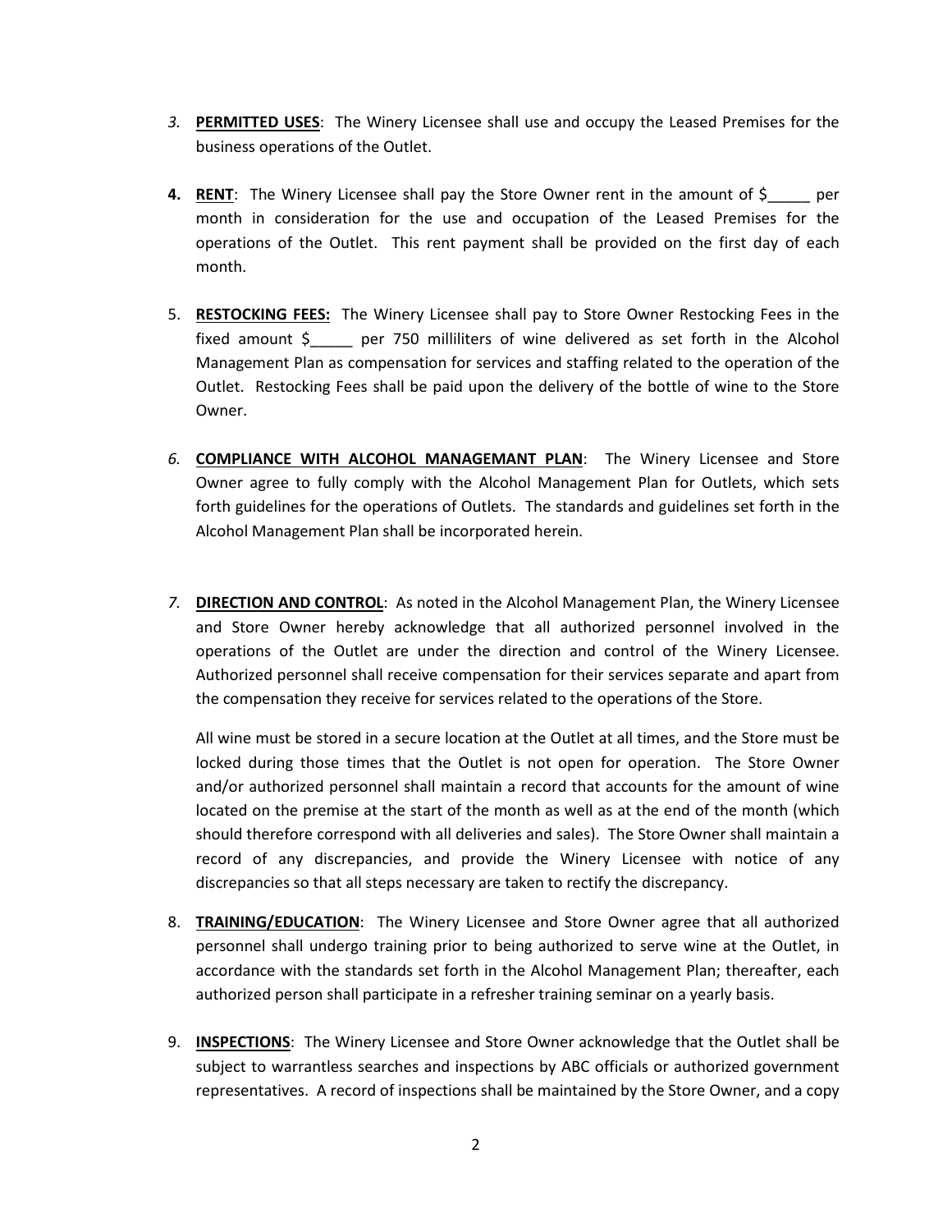3. **PERMITTED USES**: The Winery Licensee shall use and occupy the Leased Premises for the business operations of the Outlet.

4. **RENT**: The Winery Licensee shall pay the Store Owner rent in the amount of $_____ per month in consideration for the use and occupation of the Leased Premises for the operations of the Outlet. This rent payment shall be provided on the first day of each month.

5. **RESTOCKING FEES:** The Winery Licensee shall pay to Store Owner Restocking Fees in the fixed amount $_____ per 750 milliliters of wine delivered as set forth in the Alcohol Management Plan as compensation for services and staffing related to the operation of the Outlet. Restocking Fees shall be paid upon the delivery of the bottle of wine to the Store Owner.

6. **COMPLIANCE WITH ALCOHOL MANAGEMANT PLAN**: The Winery Licensee and Store Owner agree to fully comply with the Alcohol Management Plan for Outlets, which sets forth guidelines for the operations of Outlets. The standards and guidelines set forth in the Alcohol Management Plan shall be incorporated herein.

7. **DIRECTION AND CONTROL**: As noted in the Alcohol Management Plan, the Winery Licensee and Store Owner hereby acknowledge that all authorized personnel involved in the operations of the Outlet are under the direction and control of the Winery Licensee. Authorized personnel shall receive compensation for their services separate and apart from the compensation they receive for services related to the operations of the Store.

   All wine must be stored in a secure location at the Outlet at all times, and the Store must be locked during those times that the Outlet is not open for operation. The Store Owner and/or authorized personnel shall maintain a record that accounts for the amount of wine located on the premise at the start of the month as well as at the end of the month (which should therefore correspond with all deliveries and sales). The Store Owner shall maintain a record of any discrepancies, and provide the Winery Licensee with notice of any discrepancies so that all steps necessary are taken to rectify the discrepancy.

8. **TRAINING/EDUCATION**: The Winery Licensee and Store Owner agree that all authorized personnel shall undergo training prior to being authorized to serve wine at the Outlet, in accordance with the standards set forth in the Alcohol Management Plan; thereafter, each authorized person shall participate in a refresher training seminar on a yearly basis.

9. **INSPECTIONS**: The Winery Licensee and Store Owner acknowledge that the Outlet shall be subject to warrantless searches and inspections by ABC officials or authorized government representatives. A record of inspections shall be maintained by the Store Owner, and a copy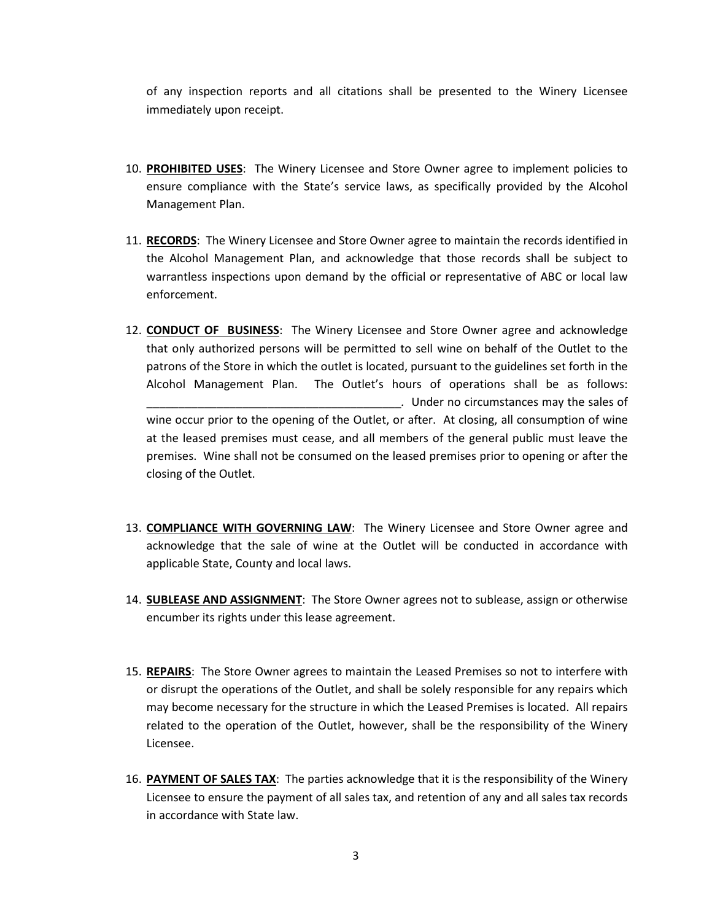of any inspection reports and all citations shall be presented to the Winery Licensee immediately upon receipt.

10. **PROHIBITED USES**: The Winery Licensee and Store Owner agree to implement policies to ensure compliance with the State's service laws, as specifically provided by the Alcohol Management Plan.

11. **RECORDS**: The Winery Licensee and Store Owner agree to maintain the records identified in the Alcohol Management Plan, and acknowledge that those records shall be subject to warrantless inspections upon demand by the official or representative of ABC or local law enforcement.

12. **CONDUCT OF BUSINESS**: The Winery Licensee and Store Owner agree and acknowledge that only authorized persons will be permitted to sell wine on behalf of the Outlet to the patrons of the Store in which the outlet is located, pursuant to the guidelines set forth in the Alcohol Management Plan. The Outlet's hours of operations shall be as follows: _________________________________________. Under no circumstances may the sales of wine occur prior to the opening of the Outlet, or after. At closing, all consumption of wine at the leased premises must cease, and all members of the general public must leave the premises. Wine shall not be consumed on the leased premises prior to opening or after the closing of the Outlet.

13. **COMPLIANCE WITH GOVERNING LAW**: The Winery Licensee and Store Owner agree and acknowledge that the sale of wine at the Outlet will be conducted in accordance with applicable State, County and local laws.

14. **SUBLEASE AND ASSIGNMENT**: The Store Owner agrees not to sublease, assign or otherwise encumber its rights under this lease agreement.

15. **REPAIRS**: The Store Owner agrees to maintain the Leased Premises so not to interfere with or disrupt the operations of the Outlet, and shall be solely responsible for any repairs which may become necessary for the structure in which the Leased Premises is located. All repairs related to the operation of the Outlet, however, shall be the responsibility of the Winery Licensee.

16. **PAYMENT OF SALES TAX**: The parties acknowledge that it is the responsibility of the Winery Licensee to ensure the payment of all sales tax, and retention of any and all sales tax records in accordance with State law.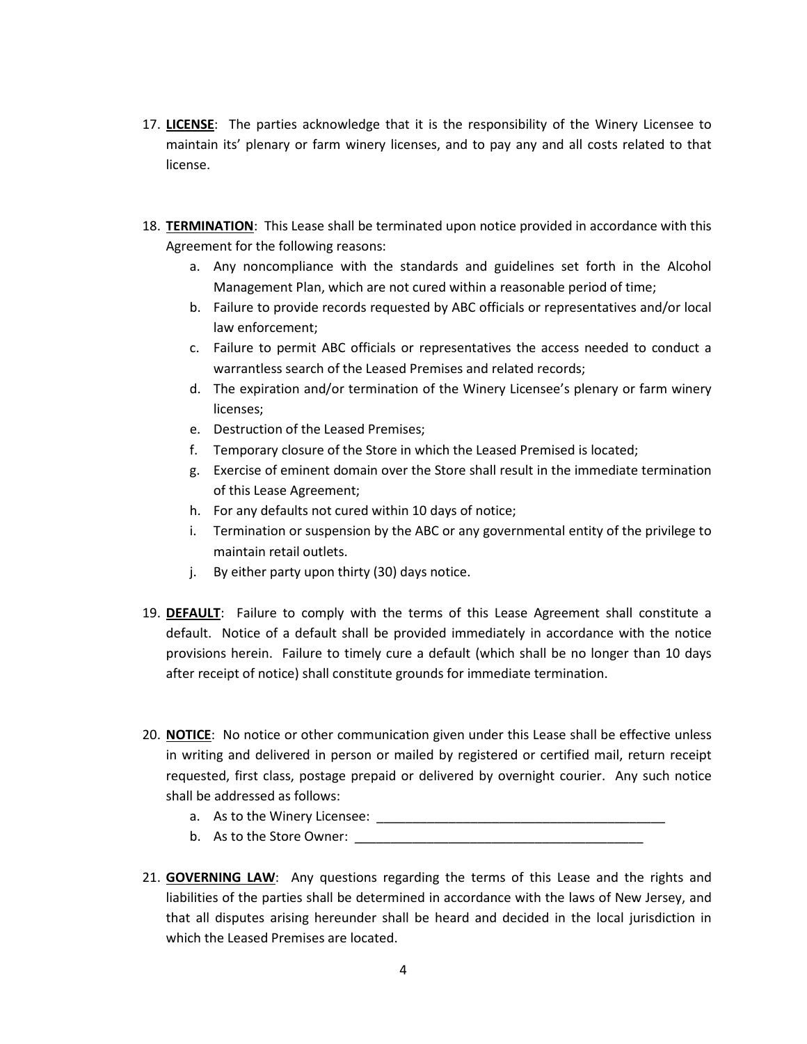17. **LICENSE**: The parties acknowledge that it is the responsibility of the Winery Licensee to maintain its' plenary or farm winery licenses, and to pay any and all costs related to that license.

18. **TERMINATION**: This Lease shall be terminated upon notice provided in accordance with this Agreement for the following reasons:
    a. Any noncompliance with the standards and guidelines set forth in the Alcohol Management Plan, which are not cured within a reasonable period of time;
    b. Failure to provide records requested by ABC officials or representatives and/or local law enforcement;
    c. Failure to permit ABC officials or representatives the access needed to conduct a warrantless search of the Leased Premises and related records;
    d. The expiration and/or termination of the Winery Licensee's plenary or farm winery licenses;
    e. Destruction of the Leased Premises;
    f. Temporary closure of the Store in which the Leased Premised is located;
    g. Exercise of eminent domain over the Store shall result in the immediate termination of this Lease Agreement;
    h. For any defaults not cured within 10 days of notice;
    i. Termination or suspension by the ABC or any governmental entity of the privilege to maintain retail outlets.
    j. By either party upon thirty (30) days notice.

19. **DEFAULT**: Failure to comply with the terms of this Lease Agreement shall constitute a default. Notice of a default shall be provided immediately in accordance with the notice provisions herein. Failure to timely cure a default (which shall be no longer than 10 days after receipt of notice) shall constitute grounds for immediate termination.

20. **NOTICE**: No notice or other communication given under this Lease shall be effective unless in writing and delivered in person or mailed by registered or certified mail, return receipt requested, first class, postage prepaid or delivered by overnight courier. Any such notice shall be addressed as follows:
    a. As to the Winery Licensee: ________________________________________
    b. As to the Store Owner: ________________________________________

21. **GOVERNING LAW**: Any questions regarding the terms of this Lease and the rights and liabilities of the parties shall be determined in accordance with the laws of New Jersey, and that all disputes arising hereunder shall be heard and decided in the local jurisdiction in which the Leased Premises are located.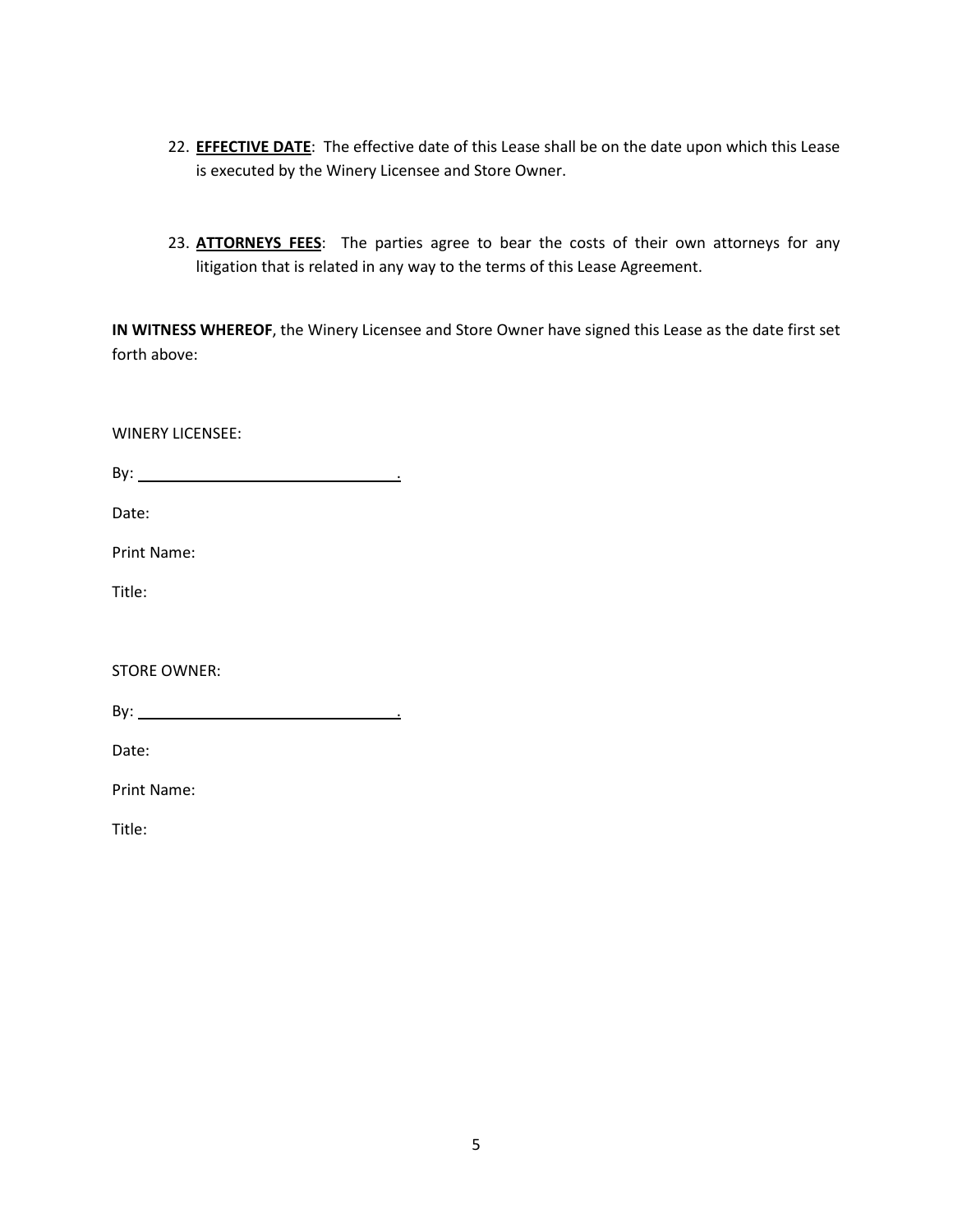22. <u>**EFFECTIVE DATE**</u>: The effective date of this Lease shall be on the date upon which this Lease is executed by the Winery Licensee and Store Owner.

23. <u>**ATTORNEYS FEES**</u>: The parties agree to bear the costs of their own attorneys for any litigation that is related in any way to the terms of this Lease Agreement.

**IN WITNESS WHEREOF**, the Winery Licensee and Store Owner have signed this Lease as the date first set forth above:

WINERY LICENSEE:

By: ________________________________.

Date:

Print Name:

Title:

STORE OWNER:

By: ________________________________.

Date:

Print Name:

Title: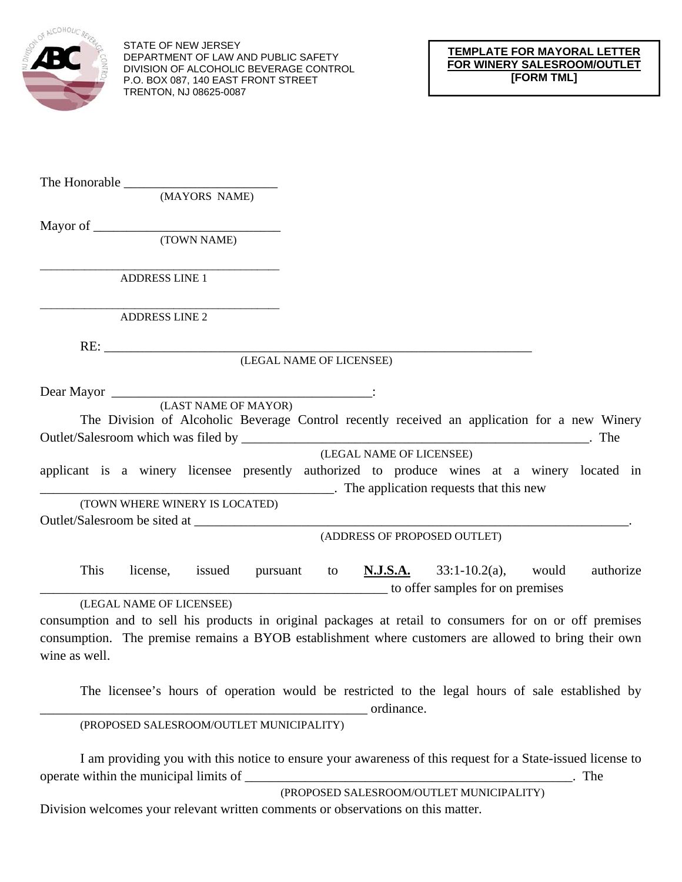STATE OF NEW JERSEY
DEPARTMENT OF LAW AND PUBLIC SAFETY
DIVISION OF ALCOHOLIC BEVERAGE CONTROL
P.O. BOX 087, 140 EAST FRONT STREET
TRENTON, NJ 08625-0087

**TEMPLATE FOR MAYORAL LETTER FOR WINERY SALESROOM/OUTLET [FORM TML]**

The Honorable _______________________
(MAYORS NAME)

Mayor of ____________________________
(TOWN NAME)

____________________________________
ADDRESS LINE 1

____________________________________
ADDRESS LINE 2

RE: _______________________________________________________________
(LEGAL NAME OF LICENSEE)

Dear Mayor ________________________________________:
(LAST NAME OF MAYOR)

The Division of Alcoholic Beverage Control recently received an application for a new Winery Outlet/Salesroom which was filed by _______________________________________________________. The
(LEGAL NAME OF LICENSEE)
applicant is a winery licensee presently authorized to produce wines at a winery located in _____________________________________________. The application requests that this new
(TOWN WHERE WINERY IS LOCATED)
Outlet/Salesroom be sited at ____________________________________________________________________.
(ADDRESS OF PROPOSED OUTLET)

This license, issued pursuant to **N.J.S.A.** 33:1-10.2(a), would authorize _____________________________________________________ to offer samples for on premises
(LEGAL NAME OF LICENSEE)
consumption and to sell his products in original packages at retail to consumers for on or off premises consumption. The premise remains a BYOB establishment where customers are allowed to bring their own wine as well.

The licensee's hours of operation would be restricted to the legal hours of sale established by __________________________________________________ ordinance.
(PROPOSED SALESROOM/OUTLET MUNICIPALITY)

I am providing you with this notice to ensure your awareness of this request for a State-issued license to operate within the municipal limits of ____________________________________________________. The
(PROPOSED SALESROOM/OUTLET MUNICIPALITY)
Division welcomes your relevant written comments or observations on this matter.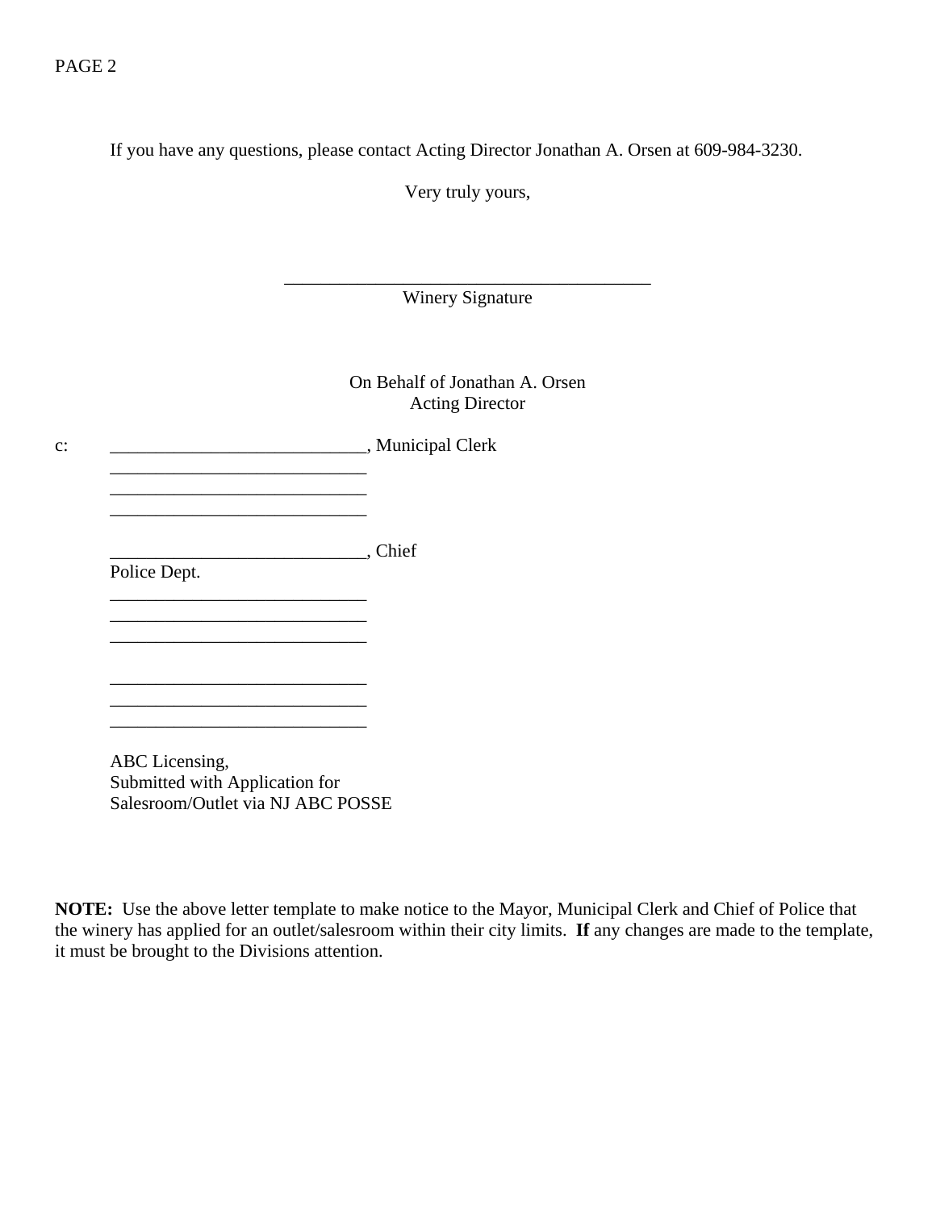If you have any questions, please contact Acting Director Jonathan A. Orsen at 609-984-3230.

Very truly yours,

\_\_\_\_\_\_\_\_\_\_\_\_\_\_\_\_\_\_\_\_\_\_\_\_\_\_\_\_\_\_\_\_\_\_\_\_\_\_\_\_\_\_
Winery Signature

On Behalf of Jonathan A. Orsen
Acting Director

c: \_\_\_\_\_\_\_\_\_\_\_\_\_\_\_\_\_\_\_\_\_\_\_\_\_\_\_\_\_\_, Municipal Clerk
\_\_\_\_\_\_\_\_\_\_\_\_\_\_\_\_\_\_\_\_\_\_\_\_\_\_\_\_\_\_
\_\_\_\_\_\_\_\_\_\_\_\_\_\_\_\_\_\_\_\_\_\_\_\_\_\_\_\_\_\_
\_\_\_\_\_\_\_\_\_\_\_\_\_\_\_\_\_\_\_\_\_\_\_\_\_\_\_\_\_\_

\_\_\_\_\_\_\_\_\_\_\_\_\_\_\_\_\_\_\_\_\_\_\_\_\_\_\_\_\_\_, Chief
Police Dept.
\_\_\_\_\_\_\_\_\_\_\_\_\_\_\_\_\_\_\_\_\_\_\_\_\_\_\_\_\_\_
\_\_\_\_\_\_\_\_\_\_\_\_\_\_\_\_\_\_\_\_\_\_\_\_\_\_\_\_\_\_
\_\_\_\_\_\_\_\_\_\_\_\_\_\_\_\_\_\_\_\_\_\_\_\_\_\_\_\_\_\_

\_\_\_\_\_\_\_\_\_\_\_\_\_\_\_\_\_\_\_\_\_\_\_\_\_\_\_\_\_\_
\_\_\_\_\_\_\_\_\_\_\_\_\_\_\_\_\_\_\_\_\_\_\_\_\_\_\_\_\_\_
\_\_\_\_\_\_\_\_\_\_\_\_\_\_\_\_\_\_\_\_\_\_\_\_\_\_\_\_\_\_

ABC Licensing,
Submitted with Application for
Salesroom/Outlet via NJ ABC POSSE

**NOTE:** Use the above letter template to make notice to the Mayor, Municipal Clerk and Chief of Police that the winery has applied for an outlet/salesroom within their city limits. **If** any changes are made to the template, it must be brought to the Divisions attention.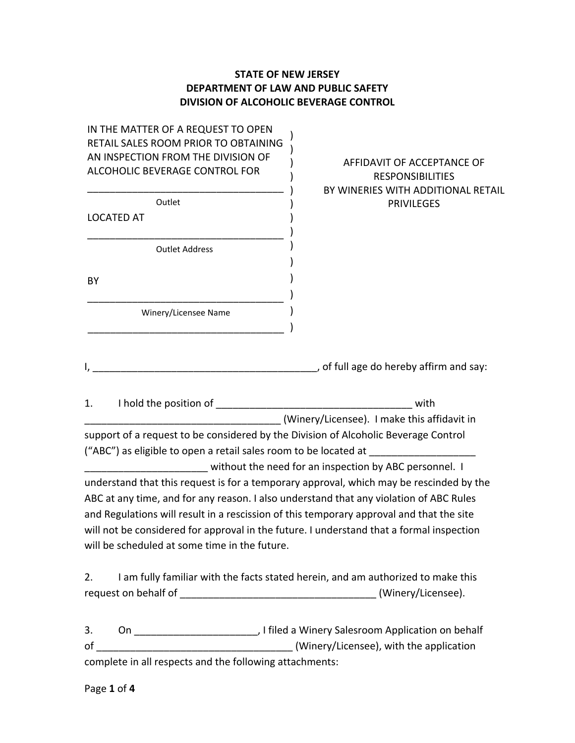**STATE OF NEW JERSEY**
**DEPARTMENT OF LAW AND PUBLIC SAFETY**
**DIVISION OF ALCOHOLIC BEVERAGE CONTROL**

| | |
|---|---|
| IN THE MATTER OF A REQUEST TO OPEN RETAIL SALES ROOM PRIOR TO OBTAINING AN INSPECTION FROM THE DIVISION OF ALCOHOLIC BEVERAGE CONTROL FOR<br><br>____________________________________<br>Outlet<br><br>LOCATED AT<br><br>____________________________________<br>Outlet Address<br><br>BY<br><br>____________________________________<br>Winery/Licensee Name<br><br>____________________________________ | AFFIDAVIT OF ACCEPTANCE OF RESPONSIBILITIES BY WINERIES WITH ADDITIONAL RETAIL PRIVILEGES |

I, ________________________________________, of full age do hereby affirm and say:

1. I hold the position of __________________________________ with __________________________________ (Winery/Licensee). I make this affidavit in support of a request to be considered by the Division of Alcoholic Beverage Control ("ABC") as eligible to open a retail sales room to be located at __________________ _____________________ without the need for an inspection by ABC personnel. I understand that this request is for a temporary approval, which may be rescinded by the ABC at any time, and for any reason. I also understand that any violation of ABC Rules and Regulations will result in a rescission of this temporary approval and that the site will not be considered for approval in the future. I understand that a formal inspection will be scheduled at some time in the future.

2. I am fully familiar with the facts stated herein, and am authorized to make this request on behalf of __________________________________ (Winery/Licensee).

3. On _____________________, I filed a Winery Salesroom Application on behalf of __________________________________ (Winery/Licensee), with the application complete in all respects and the following attachments: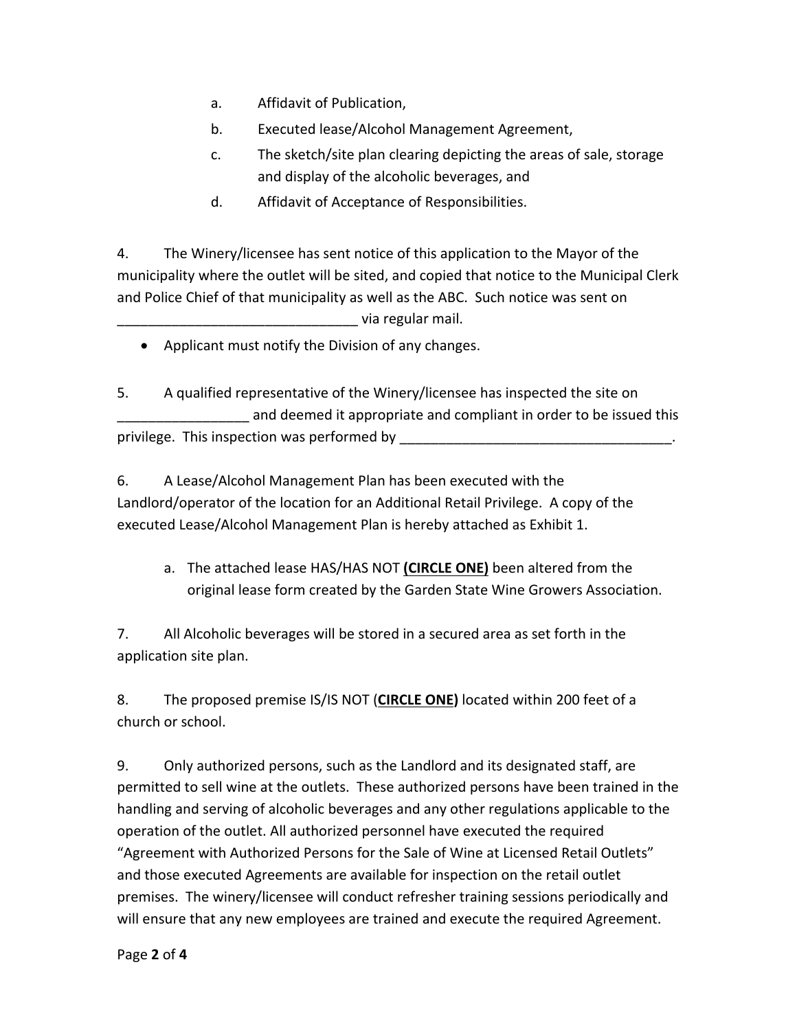a. Affidavit of Publication,

b. Executed lease/Alcohol Management Agreement,

c. The sketch/site plan clearing depicting the areas of sale, storage and display of the alcoholic beverages, and

d. Affidavit of Acceptance of Responsibilities.

4. The Winery/licensee has sent notice of this application to the Mayor of the municipality where the outlet will be sited, and copied that notice to the Municipal Clerk and Police Chief of that municipality as well as the ABC. Such notice was sent on _______________________________ via regular mail.

- Applicant must notify the Division of any changes.

5. A qualified representative of the Winery/licensee has inspected the site on _________________ and deemed it appropriate and compliant in order to be issued this privilege. This inspection was performed by ____________________________________.

6. A Lease/Alcohol Management Plan has been executed with the Landlord/operator of the location for an Additional Retail Privilege. A copy of the executed Lease/Alcohol Management Plan is hereby attached as Exhibit 1.

   a. The attached lease HAS/HAS NOT **<u>(CIRCLE ONE)</u>** been altered from the original lease form created by the Garden State Wine Growers Association.

7. All Alcoholic beverages will be stored in a secured area as set forth in the application site plan.

8. The proposed premise IS/IS NOT (**<u>CIRCLE ONE)</u>** located within 200 feet of a church or school.

9. Only authorized persons, such as the Landlord and its designated staff, are permitted to sell wine at the outlets. These authorized persons have been trained in the handling and serving of alcoholic beverages and any other regulations applicable to the operation of the outlet. All authorized personnel have executed the required "Agreement with Authorized Persons for the Sale of Wine at Licensed Retail Outlets" and those executed Agreements are available for inspection on the retail outlet premises. The winery/licensee will conduct refresher training sessions periodically and will ensure that any new employees are trained and execute the required Agreement.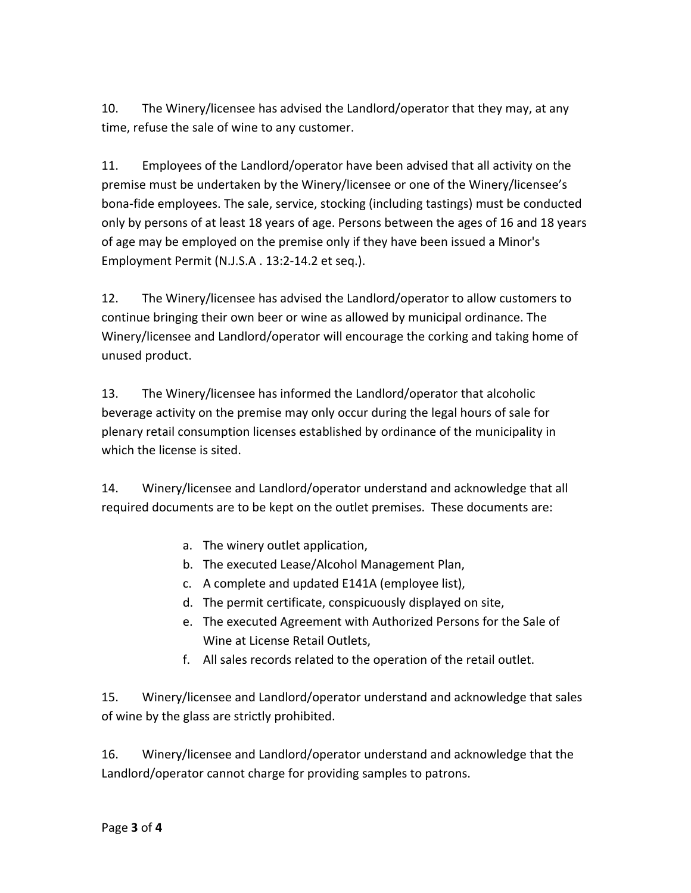10. The Winery/licensee has advised the Landlord/operator that they may, at any time, refuse the sale of wine to any customer.

11. Employees of the Landlord/operator have been advised that all activity on the premise must be undertaken by the Winery/licensee or one of the Winery/licensee's bona-fide employees. The sale, service, stocking (including tastings) must be conducted only by persons of at least 18 years of age. Persons between the ages of 16 and 18 years of age may be employed on the premise only if they have been issued a Minor's Employment Permit (N.J.S.A . 13:2-14.2 et seq.).

12. The Winery/licensee has advised the Landlord/operator to allow customers to continue bringing their own beer or wine as allowed by municipal ordinance. The Winery/licensee and Landlord/operator will encourage the corking and taking home of unused product.

13. The Winery/licensee has informed the Landlord/operator that alcoholic beverage activity on the premise may only occur during the legal hours of sale for plenary retail consumption licenses established by ordinance of the municipality in which the license is sited.

14. Winery/licensee and Landlord/operator understand and acknowledge that all required documents are to be kept on the outlet premises. These documents are:

a. The winery outlet application,
b. The executed Lease/Alcohol Management Plan,
c. A complete and updated E141A (employee list),
d. The permit certificate, conspicuously displayed on site,
e. The executed Agreement with Authorized Persons for the Sale of Wine at License Retail Outlets,
f. All sales records related to the operation of the retail outlet.

15. Winery/licensee and Landlord/operator understand and acknowledge that sales of wine by the glass are strictly prohibited.

16. Winery/licensee and Landlord/operator understand and acknowledge that the Landlord/operator cannot charge for providing samples to patrons.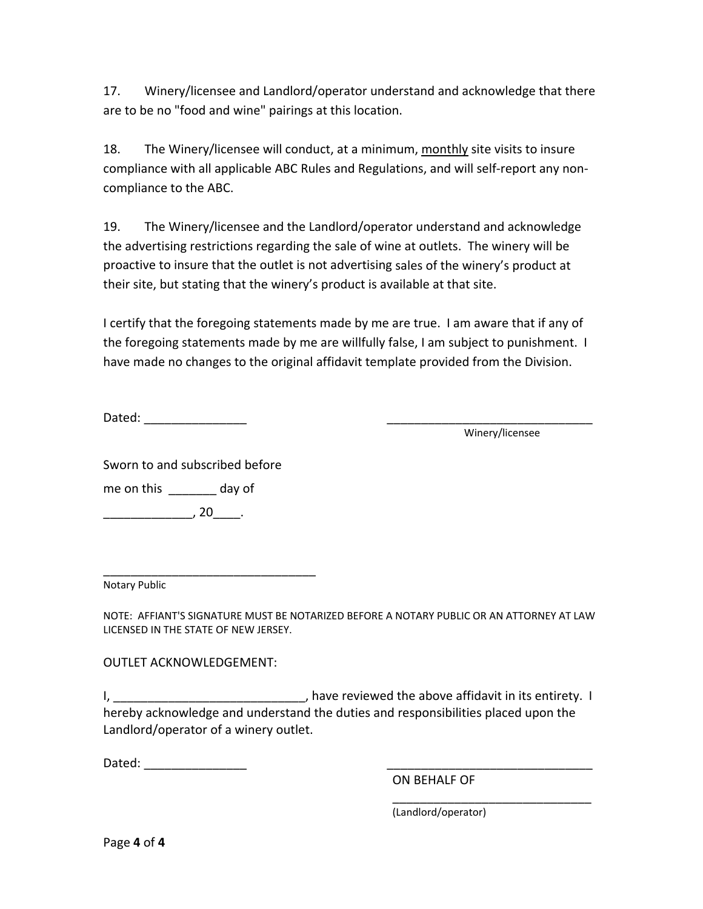17. Winery/licensee and Landlord/operator understand and acknowledge that there are to be no "food and wine" pairings at this location.

18. The Winery/licensee will conduct, at a minimum, <u>monthly</u> site visits to insure compliance with all applicable ABC Rules and Regulations, and will self-report any non-compliance to the ABC.

19. The Winery/licensee and the Landlord/operator understand and acknowledge the advertising restrictions regarding the sale of wine at outlets. The winery will be proactive to insure that the outlet is not advertising sales of the winery's product at their site, but stating that the winery's product is available at that site.

I certify that the foregoing statements made by me are true. I am aware that if any of the foregoing statements made by me are willfully false, I am subject to punishment. I have made no changes to the original affidavit template provided from the Division.

Dated: _______________ _______________________________
Winery/licensee

Sworn to and subscribed before

me on this _______ day of

_____________, 20____.

________________________________
Notary Public

NOTE: AFFIANT'S SIGNATURE MUST BE NOTARIZED BEFORE A NOTARY PUBLIC OR AN ATTORNEY AT LAW LICENSED IN THE STATE OF NEW JERSEY.

OUTLET ACKNOWLEDGEMENT:

I, ____________________________, have reviewed the above affidavit in its entirety. I hereby acknowledge and understand the duties and responsibilities placed upon the Landlord/operator of a winery outlet.

Dated: _______________ _______________________________

ON BEHALF OF

_______________________________
(Landlord/operator)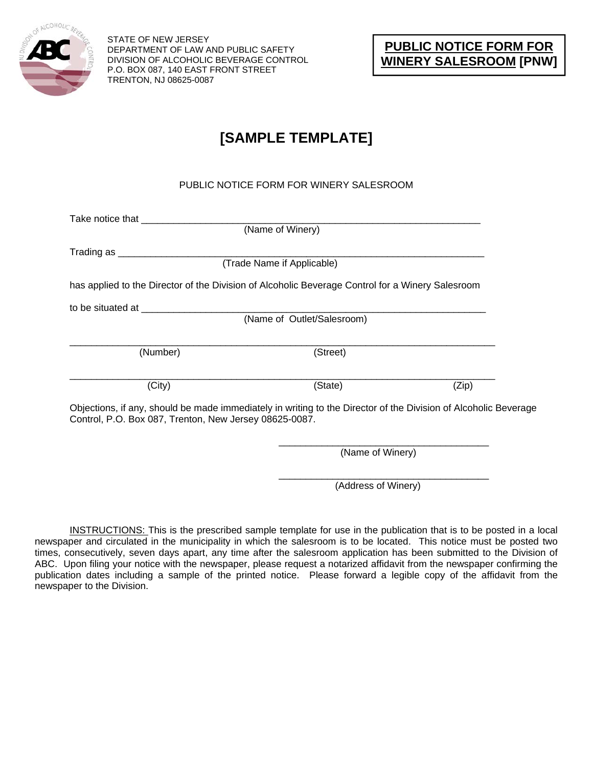STATE OF NEW JERSEY
DEPARTMENT OF LAW AND PUBLIC SAFETY
DIVISION OF ALCOHOLIC BEVERAGE CONTROL
P.O. BOX 087, 140 EAST FRONT STREET
TRENTON, NJ 08625-0087

**PUBLIC NOTICE FORM FOR WINERY SALESROOM [PNW]**

# [SAMPLE TEMPLATE]

PUBLIC NOTICE FORM FOR WINERY SALESROOM

Take notice that ___________________________________________________________
(Name of Winery)

Trading as _________________________________________________________________
(Trade Name if Applicable)

has applied to the Director of the Division of Alcoholic Beverage Control for a Winery Salesroom

to be situated at ___________________________________________________________
(Name of Outlet/Salesroom)

___________________________________________________________________________
(Number) (Street)

___________________________________________________________________________
(City) (State) (Zip)

Objections, if any, should be made immediately in writing to the Director of the Division of Alcoholic Beverage Control, P.O. Box 087, Trenton, New Jersey 08625-0087.

_____________________________________
(Name of Winery)

_____________________________________
(Address of Winery)

INSTRUCTIONS: This is the prescribed sample template for use in the publication that is to be posted in a local newspaper and circulated in the municipality in which the salesroom is to be located. This notice must be posted two times, consecutively, seven days apart, any time after the salesroom application has been submitted to the Division of ABC. Upon filing your notice with the newspaper, please request a notarized affidavit from the newspaper confirming the publication dates including a sample of the printed notice. Please forward a legible copy of the affidavit from the newspaper to the Division.